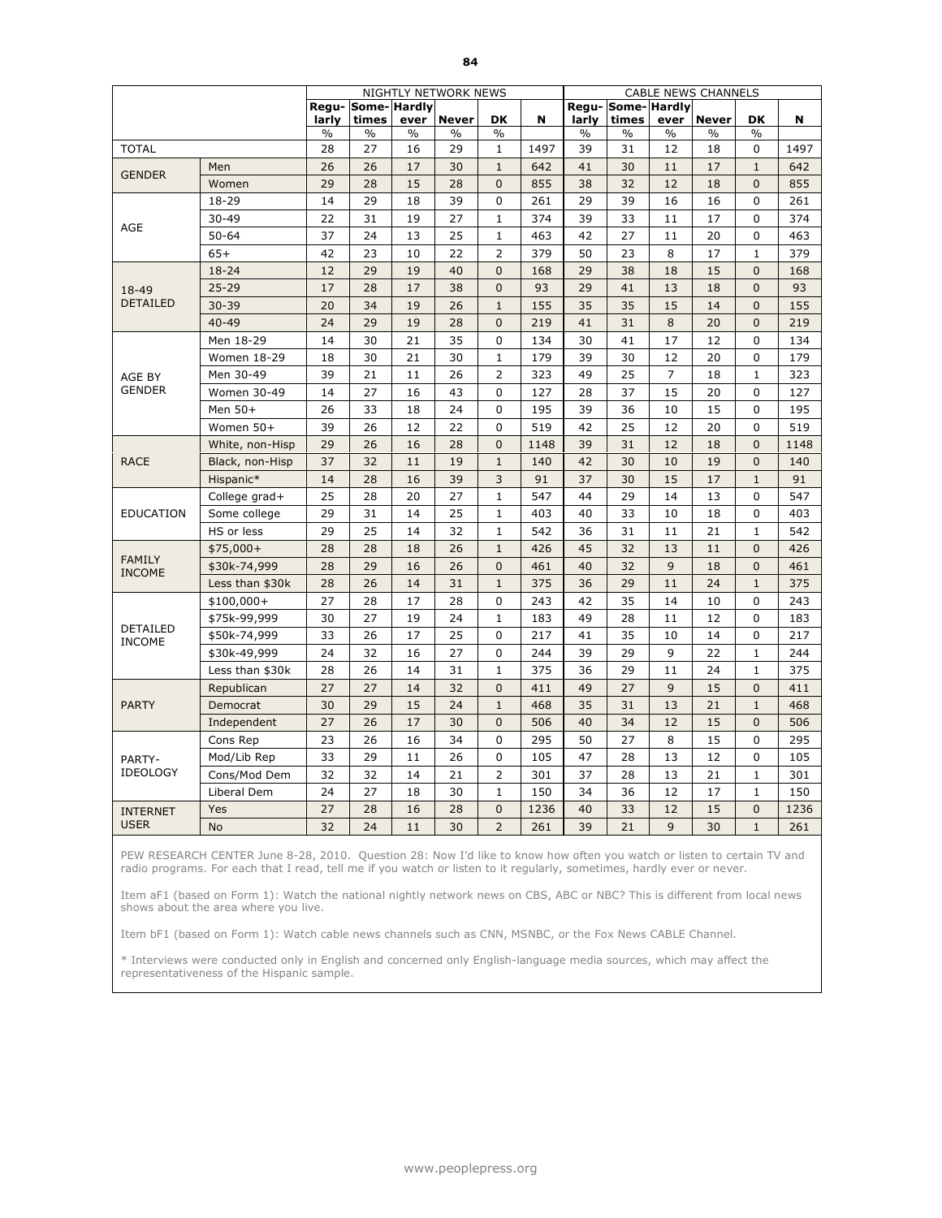| | | NIGHTLY NETWORK NEWS | | | | | | CABLE NEWS CHANNELS | | | | | |
|---|---|---|---|---|---|---|---|---|---|---|---|---|---|
| | | Regu-larly | Some-times | Hardly ever | Never | DK | N | Regu-larly | Some-times | Hardly ever | Never | DK | N |
| | | % | % | % | % | % | | % | % | % | % | % | |
| TOTAL | | 28 | 27 | 16 | 29 | 1 | 1497 | 39 | 31 | 12 | 18 | 0 | 1497 |
| GENDER | Men | 26 | 26 | 17 | 30 | 1 | 642 | 41 | 30 | 11 | 17 | 1 | 642 |
| | Women | 29 | 28 | 15 | 28 | 0 | 855 | 38 | 32 | 12 | 18 | 0 | 855 |
| AGE | 18-29 | 14 | 29 | 18 | 39 | 0 | 261 | 29 | 39 | 16 | 16 | 0 | 261 |
| | 30-49 | 22 | 31 | 19 | 27 | 1 | 374 | 39 | 33 | 11 | 17 | 0 | 374 |
| | 50-64 | 37 | 24 | 13 | 25 | 1 | 463 | 42 | 27 | 11 | 20 | 0 | 463 |
| | 65+ | 42 | 23 | 10 | 22 | 2 | 379 | 50 | 23 | 8 | 17 | 1 | 379 |
| 18-49 DETAILED | 18-24 | 12 | 29 | 19 | 40 | 0 | 168 | 29 | 38 | 18 | 15 | 0 | 168 |
| | 25-29 | 17 | 28 | 17 | 38 | 0 | 93 | 29 | 41 | 13 | 18 | 0 | 93 |
| | 30-39 | 20 | 34 | 19 | 26 | 1 | 155 | 35 | 35 | 15 | 14 | 0 | 155 |
| | 40-49 | 24 | 29 | 19 | 28 | 0 | 219 | 41 | 31 | 8 | 20 | 0 | 219 |
| AGE BY GENDER | Men 18-29 | 14 | 30 | 21 | 35 | 0 | 134 | 30 | 41 | 17 | 12 | 0 | 134 |
| | Women 18-29 | 18 | 30 | 21 | 30 | 1 | 179 | 39 | 30 | 12 | 20 | 0 | 179 |
| | Men 30-49 | 39 | 21 | 11 | 26 | 2 | 323 | 49 | 25 | 7 | 18 | 1 | 323 |
| | Women 30-49 | 14 | 27 | 16 | 43 | 0 | 127 | 28 | 37 | 15 | 20 | 0 | 127 |
| | Men 50+ | 26 | 33 | 18 | 24 | 0 | 195 | 39 | 36 | 10 | 15 | 0 | 195 |
| | Women 50+ | 39 | 26 | 12 | 22 | 0 | 519 | 42 | 25 | 12 | 20 | 0 | 519 |
| RACE | White, non-Hisp | 29 | 26 | 16 | 28 | 0 | 1148 | 39 | 31 | 12 | 18 | 0 | 1148 |
| | Black, non-Hisp | 37 | 32 | 11 | 19 | 1 | 140 | 42 | 30 | 10 | 19 | 0 | 140 |
| | Hispanic* | 14 | 28 | 16 | 39 | 3 | 91 | 37 | 30 | 15 | 17 | 1 | 91 |
| EDUCATION | College grad+ | 25 | 28 | 20 | 27 | 1 | 547 | 44 | 29 | 14 | 13 | 0 | 547 |
| | Some college | 29 | 31 | 14 | 25 | 1 | 403 | 40 | 33 | 10 | 18 | 0 | 403 |
| | HS or less | 29 | 25 | 14 | 32 | 1 | 542 | 36 | 31 | 11 | 21 | 1 | 542 |
| FAMILY INCOME | $75,000+ | 28 | 28 | 18 | 26 | 1 | 426 | 45 | 32 | 13 | 11 | 0 | 426 |
| | $30k-74,999 | 28 | 29 | 16 | 26 | 0 | 461 | 40 | 32 | 9 | 18 | 0 | 461 |
| | Less than $30k | 28 | 26 | 14 | 31 | 1 | 375 | 36 | 29 | 11 | 24 | 1 | 375 |
| DETAILED INCOME | $100,000+ | 27 | 28 | 17 | 28 | 0 | 243 | 42 | 35 | 14 | 10 | 0 | 243 |
| | $75k-99,999 | 30 | 27 | 19 | 24 | 1 | 183 | 49 | 28 | 11 | 12 | 0 | 183 |
| | $50k-74,999 | 33 | 26 | 17 | 25 | 0 | 217 | 41 | 35 | 10 | 14 | 0 | 217 |
| | $30k-49,999 | 24 | 32 | 16 | 27 | 0 | 244 | 39 | 29 | 9 | 22 | 1 | 244 |
| | Less than $30k | 28 | 26 | 14 | 31 | 1 | 375 | 36 | 29 | 11 | 24 | 1 | 375 |
| PARTY | Republican | 27 | 27 | 14 | 32 | 0 | 411 | 49 | 27 | 9 | 15 | 0 | 411 |
| | Democrat | 30 | 29 | 15 | 24 | 1 | 468 | 35 | 31 | 13 | 21 | 1 | 468 |
| | Independent | 27 | 26 | 17 | 30 | 0 | 506 | 40 | 34 | 12 | 15 | 0 | 506 |
| PARTY-IDEOLOGY | Cons Rep | 23 | 26 | 16 | 34 | 0 | 295 | 50 | 27 | 8 | 15 | 0 | 295 |
| | Mod/Lib Rep | 33 | 29 | 11 | 26 | 0 | 105 | 47 | 28 | 13 | 12 | 0 | 105 |
| | Cons/Mod Dem | 32 | 32 | 14 | 21 | 2 | 301 | 37 | 28 | 13 | 21 | 1 | 301 |
| | Liberal Dem | 24 | 27 | 18 | 30 | 1 | 150 | 34 | 36 | 12 | 17 | 1 | 150 |
| INTERNET USER | Yes | 27 | 28 | 16 | 28 | 0 | 1236 | 40 | 33 | 12 | 15 | 0 | 1236 |
| | No | 32 | 24 | 11 | 30 | 2 | 261 | 39 | 21 | 9 | 30 | 1 | 261 |

PEW RESEARCH CENTER June 8-28, 2010. Question 28: Now I'd like to know how often you watch or listen to certain TV and radio programs. For each that I read, tell me if you watch or listen to it regularly, sometimes, hardly ever or never.

Item aF1 (based on Form 1): Watch the national nightly network news on CBS, ABC or NBC? This is different from local news shows about the area where you live.

Item bF1 (based on Form 1): Watch cable news channels such as CNN, MSNBC, or the Fox News CABLE Channel.

* Interviews were conducted only in English and concerned only English-language media sources, which may affect the representativeness of the Hispanic sample.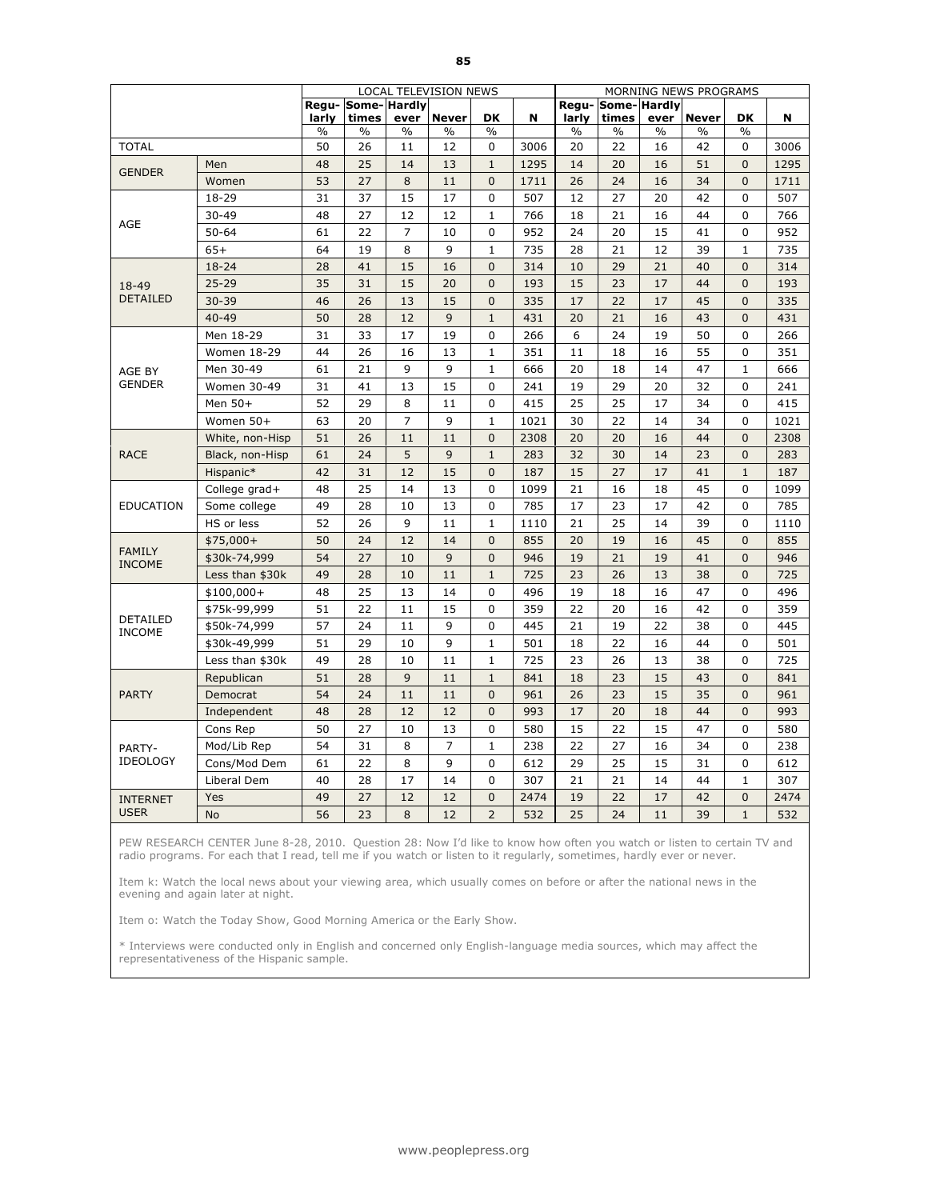| | | LOCAL TELEVISION NEWS | | | | | | MORNING NEWS PROGRAMS | | | | | |
|---|---|---|---|---|---|---|---|---|---|---|---|---|---|
| | | Regu-larly | Some-times | Hardly ever | Never | DK | N | Regu-larly | Some-times | Hardly ever | Never | DK | N |
| | | % | % | % | % | % | | % | % | % | % | % | |
| TOTAL | | 50 | 26 | 11 | 12 | 0 | 3006 | 20 | 22 | 16 | 42 | 0 | 3006 |
| GENDER | Men | 48 | 25 | 14 | 13 | 1 | 1295 | 14 | 20 | 16 | 51 | 0 | 1295 |
| | Women | 53 | 27 | 8 | 11 | 0 | 1711 | 26 | 24 | 16 | 34 | 0 | 1711 |
| AGE | 18-29 | 31 | 37 | 15 | 17 | 0 | 507 | 12 | 27 | 20 | 42 | 0 | 507 |
| | 30-49 | 48 | 27 | 12 | 12 | 1 | 766 | 18 | 21 | 16 | 44 | 0 | 766 |
| | 50-64 | 61 | 22 | 7 | 10 | 0 | 952 | 24 | 20 | 15 | 41 | 0 | 952 |
| | 65+ | 64 | 19 | 8 | 9 | 1 | 735 | 28 | 21 | 12 | 39 | 1 | 735 |
| 18-49 DETAILED | 18-24 | 28 | 41 | 15 | 16 | 0 | 314 | 10 | 29 | 21 | 40 | 0 | 314 |
| | 25-29 | 35 | 31 | 15 | 20 | 0 | 193 | 15 | 23 | 17 | 44 | 0 | 193 |
| | 30-39 | 46 | 26 | 13 | 15 | 0 | 335 | 17 | 22 | 17 | 45 | 0 | 335 |
| | 40-49 | 50 | 28 | 12 | 9 | 1 | 431 | 20 | 21 | 16 | 43 | 0 | 431 |
| AGE BY GENDER | Men 18-29 | 31 | 33 | 17 | 19 | 0 | 266 | 6 | 24 | 19 | 50 | 0 | 266 |
| | Women 18-29 | 44 | 26 | 16 | 13 | 1 | 351 | 11 | 18 | 16 | 55 | 0 | 351 |
| | Men 30-49 | 61 | 21 | 9 | 9 | 1 | 666 | 20 | 18 | 14 | 47 | 1 | 666 |
| | Women 30-49 | 31 | 41 | 13 | 15 | 0 | 241 | 19 | 29 | 20 | 32 | 0 | 241 |
| | Men 50+ | 52 | 29 | 8 | 11 | 0 | 415 | 25 | 25 | 17 | 34 | 0 | 415 |
| | Women 50+ | 63 | 20 | 7 | 9 | 1 | 1021 | 30 | 22 | 14 | 34 | 0 | 1021 |
| RACE | White, non-Hisp | 51 | 26 | 11 | 11 | 0 | 2308 | 20 | 20 | 16 | 44 | 0 | 2308 |
| | Black, non-Hisp | 61 | 24 | 5 | 9 | 1 | 283 | 32 | 30 | 14 | 23 | 0 | 283 |
| | Hispanic* | 42 | 31 | 12 | 15 | 0 | 187 | 15 | 27 | 17 | 41 | 1 | 187 |
| EDUCATION | College grad+ | 48 | 25 | 14 | 13 | 0 | 1099 | 21 | 16 | 18 | 45 | 0 | 1099 |
| | Some college | 49 | 28 | 10 | 13 | 0 | 785 | 17 | 23 | 17 | 42 | 0 | 785 |
| | HS or less | 52 | 26 | 9 | 11 | 1 | 1110 | 21 | 25 | 14 | 39 | 0 | 1110 |
| FAMILY INCOME | $75,000+ | 50 | 24 | 12 | 14 | 0 | 855 | 20 | 19 | 16 | 45 | 0 | 855 |
| | $30k-74,999 | 54 | 27 | 10 | 9 | 0 | 946 | 19 | 21 | 19 | 41 | 0 | 946 |
| | Less than $30k | 49 | 28 | 10 | 11 | 1 | 725 | 23 | 26 | 13 | 38 | 0 | 725 |
| DETAILED INCOME | $100,000+ | 48 | 25 | 13 | 14 | 0 | 496 | 19 | 18 | 16 | 47 | 0 | 496 |
| | $75k-99,999 | 51 | 22 | 11 | 15 | 0 | 359 | 22 | 20 | 16 | 42 | 0 | 359 |
| | $50k-74,999 | 57 | 24 | 11 | 9 | 0 | 445 | 21 | 19 | 22 | 38 | 0 | 445 |
| | $30k-49,999 | 51 | 29 | 10 | 9 | 1 | 501 | 18 | 22 | 16 | 44 | 0 | 501 |
| | Less than $30k | 49 | 28 | 10 | 11 | 1 | 725 | 23 | 26 | 13 | 38 | 0 | 725 |
| PARTY | Republican | 51 | 28 | 9 | 11 | 1 | 841 | 18 | 23 | 15 | 43 | 0 | 841 |
| | Democrat | 54 | 24 | 11 | 11 | 0 | 961 | 26 | 23 | 15 | 35 | 0 | 961 |
| | Independent | 48 | 28 | 12 | 12 | 0 | 993 | 17 | 20 | 18 | 44 | 0 | 993 |
| PARTY-IDEOLOGY | Cons Rep | 50 | 27 | 10 | 13 | 0 | 580 | 15 | 22 | 15 | 47 | 0 | 580 |
| | Mod/Lib Rep | 54 | 31 | 8 | 7 | 1 | 238 | 22 | 27 | 16 | 34 | 0 | 238 |
| | Cons/Mod Dem | 61 | 22 | 8 | 9 | 0 | 612 | 29 | 25 | 15 | 31 | 0 | 612 |
| | Liberal Dem | 40 | 28 | 17 | 14 | 0 | 307 | 21 | 21 | 14 | 44 | 1 | 307 |
| INTERNET USER | Yes | 49 | 27 | 12 | 12 | 0 | 2474 | 19 | 22 | 17 | 42 | 0 | 2474 |
| | No | 56 | 23 | 8 | 12 | 2 | 532 | 25 | 24 | 11 | 39 | 1 | 532 |

PEW RESEARCH CENTER June 8-28, 2010. Question 28: Now I'd like to know how often you watch or listen to certain TV and radio programs. For each that I read, tell me if you watch or listen to it regularly, sometimes, hardly ever or never.

Item k: Watch the local news about your viewing area, which usually comes on before or after the national news in the evening and again later at night.

Item o: Watch the Today Show, Good Morning America or the Early Show.

* Interviews were conducted only in English and concerned only English-language media sources, which may affect the representativeness of the Hispanic sample.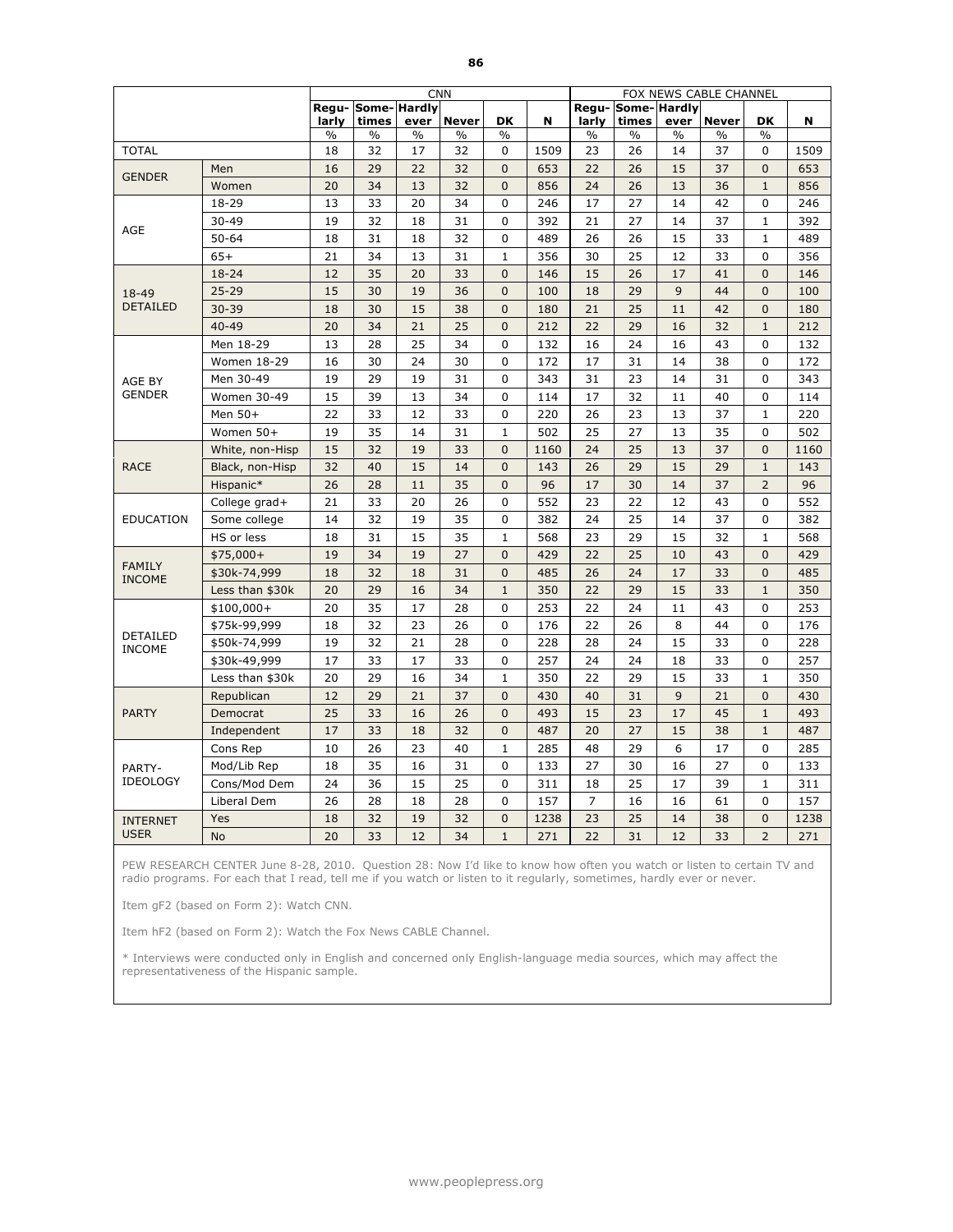| | | CNN | | | | | | FOX NEWS CABLE CHANNEL | | | | | |
|---|---|---|---|---|---|---|---|---|---|---|---|---|---|
| | | Regu-larly | Some-times | Hardly ever | Never | DK | N | Regu-larly | Some-times | Hardly ever | Never | DK | N |
| | | % | % | % | % | % | | % | % | % | % | % | |
| TOTAL | | 18 | 32 | 17 | 32 | 0 | 1509 | 23 | 26 | 14 | 37 | 0 | 1509 |
| GENDER | Men | 16 | 29 | 22 | 32 | 0 | 653 | 22 | 26 | 15 | 37 | 0 | 653 |
| | Women | 20 | 34 | 13 | 32 | 0 | 856 | 24 | 26 | 13 | 36 | 1 | 856 |
| AGE | 18-29 | 13 | 33 | 20 | 34 | 0 | 246 | 17 | 27 | 14 | 42 | 0 | 246 |
| | 30-49 | 19 | 32 | 18 | 31 | 0 | 392 | 21 | 27 | 14 | 37 | 1 | 392 |
| | 50-64 | 18 | 31 | 18 | 32 | 0 | 489 | 26 | 26 | 15 | 33 | 1 | 489 |
| | 65+ | 21 | 34 | 13 | 31 | 1 | 356 | 30 | 25 | 12 | 33 | 0 | 356 |
| 18-49 DETAILED | 18-24 | 12 | 35 | 20 | 33 | 0 | 146 | 15 | 26 | 17 | 41 | 0 | 146 |
| | 25-29 | 15 | 30 | 19 | 36 | 0 | 100 | 18 | 29 | 9 | 44 | 0 | 100 |
| | 30-39 | 18 | 30 | 15 | 38 | 0 | 180 | 21 | 25 | 11 | 42 | 0 | 180 |
| | 40-49 | 20 | 34 | 21 | 25 | 0 | 212 | 22 | 29 | 16 | 32 | 1 | 212 |
| AGE BY GENDER | Men 18-29 | 13 | 28 | 25 | 34 | 0 | 132 | 16 | 24 | 16 | 43 | 0 | 132 |
| | Women 18-29 | 16 | 30 | 24 | 30 | 0 | 172 | 17 | 31 | 14 | 38 | 0 | 172 |
| | Men 30-49 | 19 | 29 | 19 | 31 | 0 | 343 | 31 | 23 | 14 | 31 | 0 | 343 |
| | Women 30-49 | 15 | 39 | 13 | 34 | 0 | 114 | 17 | 32 | 11 | 40 | 0 | 114 |
| | Men 50+ | 22 | 33 | 12 | 33 | 0 | 220 | 26 | 23 | 13 | 37 | 1 | 220 |
| | Women 50+ | 19 | 35 | 14 | 31 | 1 | 502 | 25 | 27 | 13 | 35 | 0 | 502 |
| RACE | White, non-Hisp | 15 | 32 | 19 | 33 | 0 | 1160 | 24 | 25 | 13 | 37 | 0 | 1160 |
| | Black, non-Hisp | 32 | 40 | 15 | 14 | 0 | 143 | 26 | 29 | 15 | 29 | 1 | 143 |
| | Hispanic* | 26 | 28 | 11 | 35 | 0 | 96 | 17 | 30 | 14 | 37 | 2 | 96 |
| EDUCATION | College grad+ | 21 | 33 | 20 | 26 | 0 | 552 | 23 | 22 | 12 | 43 | 0 | 552 |
| | Some college | 14 | 32 | 19 | 35 | 0 | 382 | 24 | 25 | 14 | 37 | 0 | 382 |
| | HS or less | 18 | 31 | 15 | 35 | 1 | 568 | 23 | 29 | 15 | 32 | 1 | 568 |
| FAMILY INCOME | $75,000+ | 19 | 34 | 19 | 27 | 0 | 429 | 22 | 25 | 10 | 43 | 0 | 429 |
| | $30k-74,999 | 18 | 32 | 18 | 31 | 0 | 485 | 26 | 24 | 17 | 33 | 0 | 485 |
| | Less than $30k | 20 | 29 | 16 | 34 | 1 | 350 | 22 | 29 | 15 | 33 | 1 | 350 |
| DETAILED INCOME | $100,000+ | 20 | 35 | 17 | 28 | 0 | 253 | 22 | 24 | 11 | 43 | 0 | 253 |
| | $75k-99,999 | 18 | 32 | 23 | 26 | 0 | 176 | 22 | 26 | 8 | 44 | 0 | 176 |
| | $50k-74,999 | 19 | 32 | 21 | 28 | 0 | 228 | 28 | 24 | 15 | 33 | 0 | 228 |
| | $30k-49,999 | 17 | 33 | 17 | 33 | 0 | 257 | 24 | 24 | 18 | 33 | 0 | 257 |
| | Less than $30k | 20 | 29 | 16 | 34 | 1 | 350 | 22 | 29 | 15 | 33 | 1 | 350 |
| PARTY | Republican | 12 | 29 | 21 | 37 | 0 | 430 | 40 | 31 | 9 | 21 | 0 | 430 |
| | Democrat | 25 | 33 | 16 | 26 | 0 | 493 | 15 | 23 | 17 | 45 | 1 | 493 |
| | Independent | 17 | 33 | 18 | 32 | 0 | 487 | 20 | 27 | 15 | 38 | 1 | 487 |
| PARTY-IDEOLOGY | Cons Rep | 10 | 26 | 23 | 40 | 1 | 285 | 48 | 29 | 6 | 17 | 0 | 285 |
| | Mod/Lib Rep | 18 | 35 | 16 | 31 | 0 | 133 | 27 | 30 | 16 | 27 | 0 | 133 |
| | Cons/Mod Dem | 24 | 36 | 15 | 25 | 0 | 311 | 18 | 25 | 17 | 39 | 1 | 311 |
| | Liberal Dem | 26 | 28 | 18 | 28 | 0 | 157 | 7 | 16 | 16 | 61 | 0 | 157 |
| INTERNET USER | Yes | 18 | 32 | 19 | 32 | 0 | 1238 | 23 | 25 | 14 | 38 | 0 | 1238 |
| | No | 20 | 33 | 12 | 34 | 1 | 271 | 22 | 31 | 12 | 33 | 2 | 271 |

PEW RESEARCH CENTER June 8-28, 2010. Question 28: Now I'd like to know how often you watch or listen to certain TV and radio programs. For each that I read, tell me if you watch or listen to it regularly, sometimes, hardly ever or never.

Item gF2 (based on Form 2): Watch CNN.

Item hF2 (based on Form 2): Watch the Fox News CABLE Channel.

* Interviews were conducted only in English and concerned only English-language media sources, which may affect the representativeness of the Hispanic sample.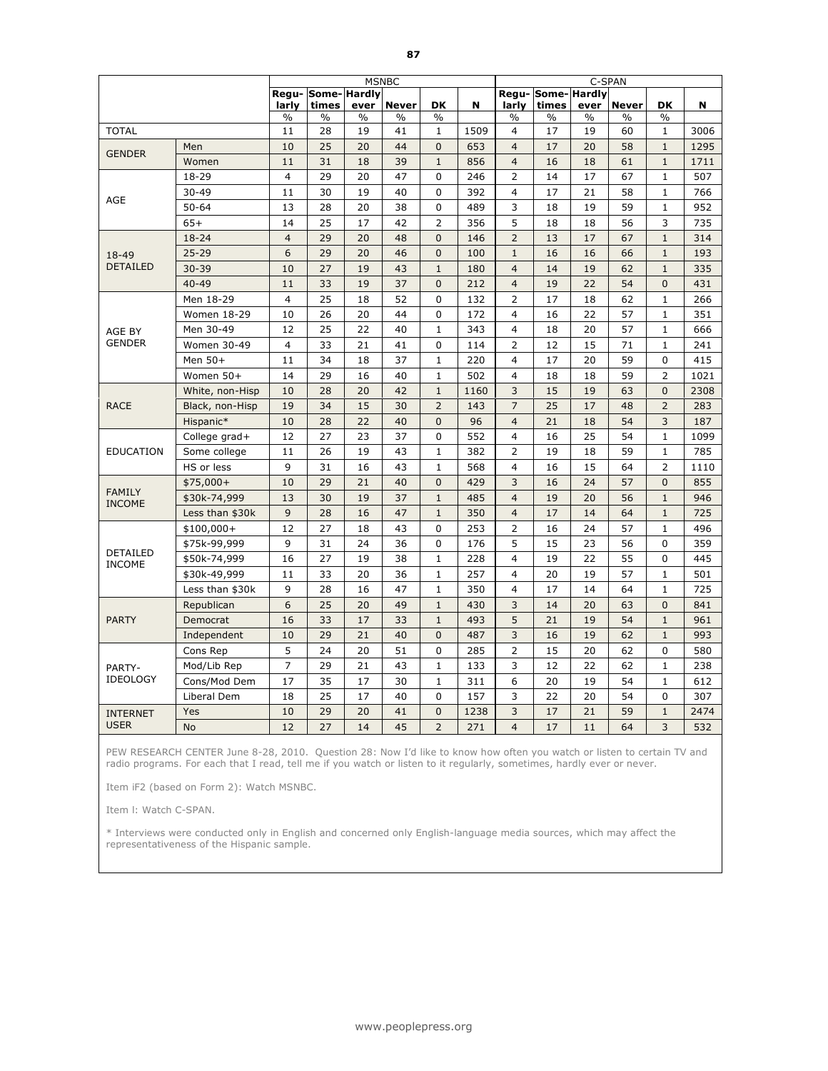| | | MSNBC | | | | | | C-SPAN | | | | | |
|---|---|---|---|---|---|---|---|---|---|---|---|---|---|
| | | Regu-larly | Some-times | Hardly ever | Never | DK | N | Regu-larly | Some-times | Hardly ever | Never | DK | N |
| | | % | % | % | % | % | | % | % | % | % | % | |
| TOTAL | | 11 | 28 | 19 | 41 | 1 | 1509 | 4 | 17 | 19 | 60 | 1 | 3006 |
| GENDER | Men | 10 | 25 | 20 | 44 | 0 | 653 | 4 | 17 | 20 | 58 | 1 | 1295 |
| | Women | 11 | 31 | 18 | 39 | 1 | 856 | 4 | 16 | 18 | 61 | 1 | 1711 |
| AGE | 18-29 | 4 | 29 | 20 | 47 | 0 | 246 | 2 | 14 | 17 | 67 | 1 | 507 |
| | 30-49 | 11 | 30 | 19 | 40 | 0 | 392 | 4 | 17 | 21 | 58 | 1 | 766 |
| | 50-64 | 13 | 28 | 20 | 38 | 0 | 489 | 3 | 18 | 19 | 59 | 1 | 952 |
| | 65+ | 14 | 25 | 17 | 42 | 2 | 356 | 5 | 18 | 18 | 56 | 3 | 735 |
| 18-49 DETAILED | 18-24 | 4 | 29 | 20 | 48 | 0 | 146 | 2 | 13 | 17 | 67 | 1 | 314 |
| | 25-29 | 6 | 29 | 20 | 46 | 0 | 100 | 1 | 16 | 16 | 66 | 1 | 193 |
| | 30-39 | 10 | 27 | 19 | 43 | 1 | 180 | 4 | 14 | 19 | 62 | 1 | 335 |
| | 40-49 | 11 | 33 | 19 | 37 | 0 | 212 | 4 | 19 | 22 | 54 | 0 | 431 |
| AGE BY GENDER | Men 18-29 | 4 | 25 | 18 | 52 | 0 | 132 | 2 | 17 | 18 | 62 | 1 | 266 |
| | Women 18-29 | 10 | 26 | 20 | 44 | 0 | 172 | 4 | 16 | 22 | 57 | 1 | 351 |
| | Men 30-49 | 12 | 25 | 22 | 40 | 1 | 343 | 4 | 18 | 20 | 57 | 1 | 666 |
| | Women 30-49 | 4 | 33 | 21 | 41 | 0 | 114 | 2 | 12 | 15 | 71 | 1 | 241 |
| | Men 50+ | 11 | 34 | 18 | 37 | 1 | 220 | 4 | 17 | 20 | 59 | 0 | 415 |
| | Women 50+ | 14 | 29 | 16 | 40 | 1 | 502 | 4 | 18 | 18 | 59 | 2 | 1021 |
| RACE | White, non-Hisp | 10 | 28 | 20 | 42 | 1 | 1160 | 3 | 15 | 19 | 63 | 0 | 2308 |
| | Black, non-Hisp | 19 | 34 | 15 | 30 | 2 | 143 | 7 | 25 | 17 | 48 | 2 | 283 |
| | Hispanic* | 10 | 28 | 22 | 40 | 0 | 96 | 4 | 21 | 18 | 54 | 3 | 187 |
| EDUCATION | College grad+ | 12 | 27 | 23 | 37 | 0 | 552 | 4 | 16 | 25 | 54 | 1 | 1099 |
| | Some college | 11 | 26 | 19 | 43 | 1 | 382 | 2 | 19 | 18 | 59 | 1 | 785 |
| | HS or less | 9 | 31 | 16 | 43 | 1 | 568 | 4 | 16 | 15 | 64 | 2 | 1110 |
| FAMILY INCOME | $75,000+ | 10 | 29 | 21 | 40 | 0 | 429 | 3 | 16 | 24 | 57 | 0 | 855 |
| | $30k-74,999 | 13 | 30 | 19 | 37 | 1 | 485 | 4 | 19 | 20 | 56 | 1 | 946 |
| | Less than $30k | 9 | 28 | 16 | 47 | 1 | 350 | 4 | 17 | 14 | 64 | 1 | 725 |
| DETAILED INCOME | $100,000+ | 12 | 27 | 18 | 43 | 0 | 253 | 2 | 16 | 24 | 57 | 1 | 496 |
| | $75k-99,999 | 9 | 31 | 24 | 36 | 0 | 176 | 5 | 15 | 23 | 56 | 0 | 359 |
| | $50k-74,999 | 16 | 27 | 19 | 38 | 1 | 228 | 4 | 19 | 22 | 55 | 0 | 445 |
| | $30k-49,999 | 11 | 33 | 20 | 36 | 1 | 257 | 4 | 20 | 19 | 57 | 1 | 501 |
| | Less than $30k | 9 | 28 | 16 | 47 | 1 | 350 | 4 | 17 | 14 | 64 | 1 | 725 |
| PARTY | Republican | 6 | 25 | 20 | 49 | 1 | 430 | 3 | 14 | 20 | 63 | 0 | 841 |
| | Democrat | 16 | 33 | 17 | 33 | 1 | 493 | 5 | 21 | 19 | 54 | 1 | 961 |
| | Independent | 10 | 29 | 21 | 40 | 0 | 487 | 3 | 16 | 19 | 62 | 1 | 993 |
| PARTY-IDEOLOGY | Cons Rep | 5 | 24 | 20 | 51 | 0 | 285 | 2 | 15 | 20 | 62 | 0 | 580 |
| | Mod/Lib Rep | 7 | 29 | 21 | 43 | 1 | 133 | 3 | 12 | 22 | 62 | 1 | 238 |
| | Cons/Mod Dem | 17 | 35 | 17 | 30 | 1 | 311 | 6 | 20 | 19 | 54 | 1 | 612 |
| | Liberal Dem | 18 | 25 | 17 | 40 | 0 | 157 | 3 | 22 | 20 | 54 | 0 | 307 |
| INTERNET USER | Yes | 10 | 29 | 20 | 41 | 0 | 1238 | 3 | 17 | 21 | 59 | 1 | 2474 |
| | No | 12 | 27 | 14 | 45 | 2 | 271 | 4 | 17 | 11 | 64 | 3 | 532 |

PEW RESEARCH CENTER June 8-28, 2010. Question 28: Now I'd like to know how often you watch or listen to certain TV and radio programs. For each that I read, tell me if you watch or listen to it regularly, sometimes, hardly ever or never.

Item iF2 (based on Form 2): Watch MSNBC.

Item l: Watch C-SPAN.

* Interviews were conducted only in English and concerned only English-language media sources, which may affect the representativeness of the Hispanic sample.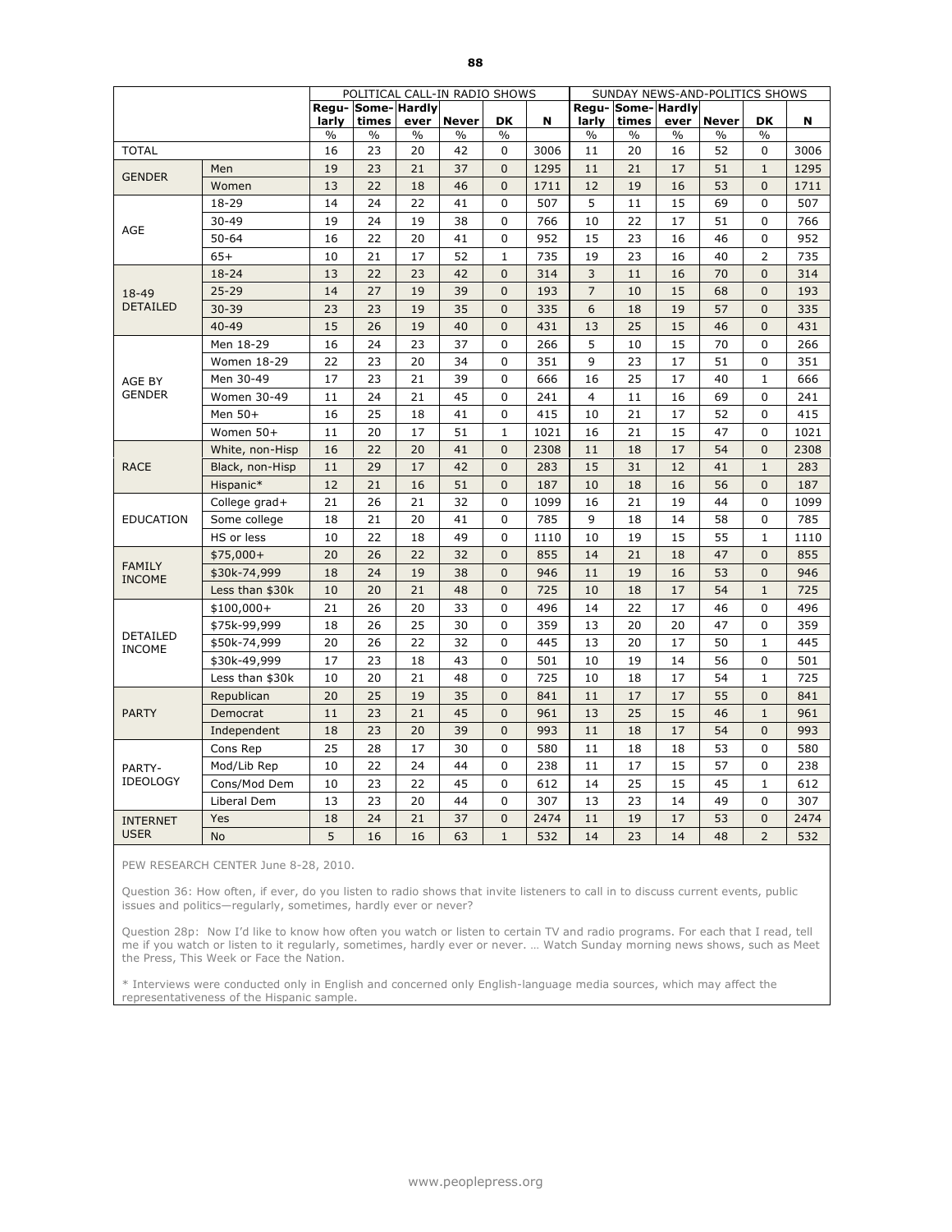| | | POLITICAL CALL-IN RADIO SHOWS | | | | | | SUNDAY NEWS-AND-POLITICS SHOWS | | | | | |
|---|---|---|---|---|---|---|---|---|---|---|---|---|---|
| | | Regularly | Sometimes | Hardly ever | Never | DK | N | Regularly | Sometimes | Hardly ever | Never | DK | N |
| | | % | % | % | % | % | | % | % | % | % | % | |
| TOTAL | | 16 | 23 | 20 | 42 | 0 | 3006 | 11 | 20 | 16 | 52 | 0 | 3006 |
| GENDER | Men | 19 | 23 | 21 | 37 | 0 | 1295 | 11 | 21 | 17 | 51 | 1 | 1295 |
| | Women | 13 | 22 | 18 | 46 | 0 | 1711 | 12 | 19 | 16 | 53 | 0 | 1711 |
| AGE | 18-29 | 14 | 24 | 22 | 41 | 0 | 507 | 5 | 11 | 15 | 69 | 0 | 507 |
| | 30-49 | 19 | 24 | 19 | 38 | 0 | 766 | 10 | 22 | 17 | 51 | 0 | 766 |
| | 50-64 | 16 | 22 | 20 | 41 | 0 | 952 | 15 | 23 | 16 | 46 | 0 | 952 |
| | 65+ | 10 | 21 | 17 | 52 | 1 | 735 | 19 | 23 | 16 | 40 | 2 | 735 |
| 18-49 DETAILED | 18-24 | 13 | 22 | 23 | 42 | 0 | 314 | 3 | 11 | 16 | 70 | 0 | 314 |
| | 25-29 | 14 | 27 | 19 | 39 | 0 | 193 | 7 | 10 | 15 | 68 | 0 | 193 |
| | 30-39 | 23 | 23 | 19 | 35 | 0 | 335 | 6 | 18 | 19 | 57 | 0 | 335 |
| | 40-49 | 15 | 26 | 19 | 40 | 0 | 431 | 13 | 25 | 15 | 46 | 0 | 431 |
| AGE BY GENDER | Men 18-29 | 16 | 24 | 23 | 37 | 0 | 266 | 5 | 10 | 15 | 70 | 0 | 266 |
| | Women 18-29 | 22 | 23 | 20 | 34 | 0 | 351 | 9 | 23 | 17 | 51 | 0 | 351 |
| | Men 30-49 | 17 | 23 | 21 | 39 | 0 | 666 | 16 | 25 | 17 | 40 | 1 | 666 |
| | Women 30-49 | 11 | 24 | 21 | 45 | 0 | 241 | 4 | 11 | 16 | 69 | 0 | 241 |
| | Men 50+ | 16 | 25 | 18 | 41 | 0 | 415 | 10 | 21 | 17 | 52 | 0 | 415 |
| | Women 50+ | 11 | 20 | 17 | 51 | 1 | 1021 | 16 | 21 | 15 | 47 | 0 | 1021 |
| RACE | White, non-Hisp | 16 | 22 | 20 | 41 | 0 | 2308 | 11 | 18 | 17 | 54 | 0 | 2308 |
| | Black, non-Hisp | 11 | 29 | 17 | 42 | 0 | 283 | 15 | 31 | 12 | 41 | 1 | 283 |
| | Hispanic* | 12 | 21 | 16 | 51 | 0 | 187 | 10 | 18 | 16 | 56 | 0 | 187 |
| EDUCATION | College grad+ | 21 | 26 | 21 | 32 | 0 | 1099 | 16 | 21 | 19 | 44 | 0 | 1099 |
| | Some college | 18 | 21 | 20 | 41 | 0 | 785 | 9 | 18 | 14 | 58 | 0 | 785 |
| | HS or less | 10 | 22 | 18 | 49 | 0 | 1110 | 10 | 19 | 15 | 55 | 1 | 1110 |
| FAMILY INCOME | $75,000+ | 20 | 26 | 22 | 32 | 0 | 855 | 14 | 21 | 18 | 47 | 0 | 855 |
| | $30k-74,999 | 18 | 24 | 19 | 38 | 0 | 946 | 11 | 19 | 16 | 53 | 0 | 946 |
| | Less than $30k | 10 | 20 | 21 | 48 | 0 | 725 | 10 | 18 | 17 | 54 | 1 | 725 |
| DETAILED INCOME | $100,000+ | 21 | 26 | 20 | 33 | 0 | 496 | 14 | 22 | 17 | 46 | 0 | 496 |
| | $75k-99,999 | 18 | 26 | 25 | 30 | 0 | 359 | 13 | 20 | 20 | 47 | 0 | 359 |
| | $50k-74,999 | 20 | 26 | 22 | 32 | 0 | 445 | 13 | 20 | 17 | 50 | 1 | 445 |
| | $30k-49,999 | 17 | 23 | 18 | 43 | 0 | 501 | 10 | 19 | 14 | 56 | 0 | 501 |
| | Less than $30k | 10 | 20 | 21 | 48 | 0 | 725 | 10 | 18 | 17 | 54 | 1 | 725 |
| PARTY | Republican | 20 | 25 | 19 | 35 | 0 | 841 | 11 | 17 | 17 | 55 | 0 | 841 |
| | Democrat | 11 | 23 | 21 | 45 | 0 | 961 | 13 | 25 | 15 | 46 | 1 | 961 |
| | Independent | 18 | 23 | 20 | 39 | 0 | 993 | 11 | 18 | 17 | 54 | 0 | 993 |
| PARTY-IDEOLOGY | Cons Rep | 25 | 28 | 17 | 30 | 0 | 580 | 11 | 18 | 18 | 53 | 0 | 580 |
| | Mod/Lib Rep | 10 | 22 | 24 | 44 | 0 | 238 | 11 | 17 | 15 | 57 | 0 | 238 |
| | Cons/Mod Dem | 10 | 23 | 22 | 45 | 0 | 612 | 14 | 25 | 15 | 45 | 1 | 612 |
| | Liberal Dem | 13 | 23 | 20 | 44 | 0 | 307 | 13 | 23 | 14 | 49 | 0 | 307 |
| INTERNET USER | Yes | 18 | 24 | 21 | 37 | 0 | 2474 | 11 | 19 | 17 | 53 | 0 | 2474 |
| | No | 5 | 16 | 16 | 63 | 1 | 532 | 14 | 23 | 14 | 48 | 2 | 532 |

PEW RESEARCH CENTER June 8-28, 2010.

Question 36: How often, if ever, do you listen to radio shows that invite listeners to call in to discuss current events, public issues and politics—regularly, sometimes, hardly ever or never?

Question 28p: Now I'd like to know how often you watch or listen to certain TV and radio programs. For each that I read, tell me if you watch or listen to it regularly, sometimes, hardly ever or never. … Watch Sunday morning news shows, such as Meet the Press, This Week or Face the Nation.

* Interviews were conducted only in English and concerned only English-language media sources, which may affect the representativeness of the Hispanic sample.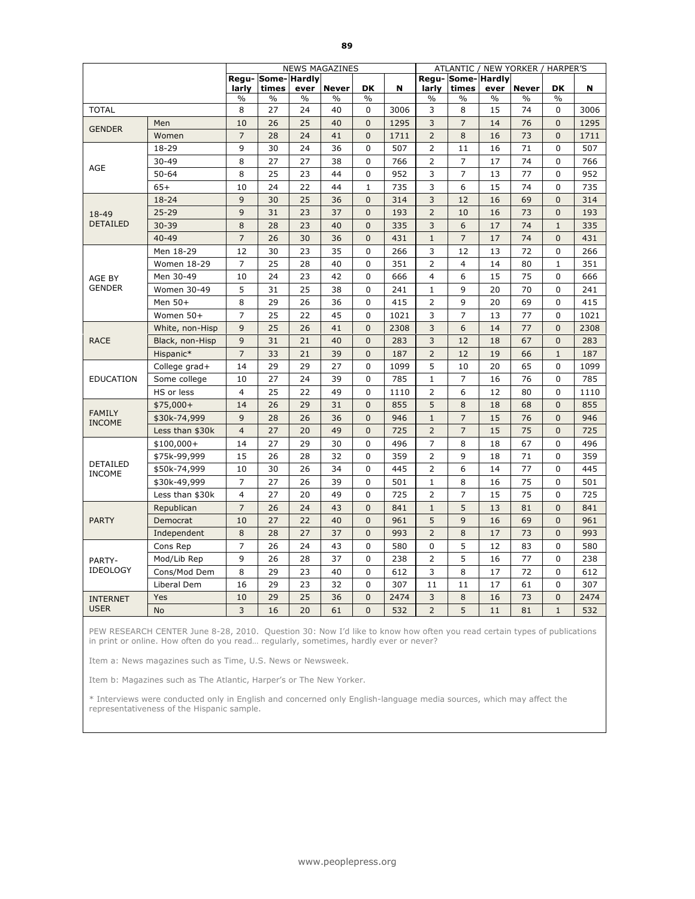| | | NEWS MAGAZINES | | | | | | ATLANTIC / NEW YORKER / HARPER'S | | | | | |
|---|---|---|---|---|---|---|---|---|---|---|---|---|---|
| | | Regu-larly | Some-times | Hardly ever | Never | DK | N | Regu-larly | Some-times | Hardly ever | Never | DK | N |
| | | % | % | % | % | % | | % | % | % | % | % | |
| TOTAL | | 8 | 27 | 24 | 40 | 0 | 3006 | 3 | 8 | 15 | 74 | 0 | 3006 |
| GENDER | Men | 10 | 26 | 25 | 40 | 0 | 1295 | 3 | 7 | 14 | 76 | 0 | 1295 |
| | Women | 7 | 28 | 24 | 41 | 0 | 1711 | 2 | 8 | 16 | 73 | 0 | 1711 |
| AGE | 18-29 | 9 | 30 | 24 | 36 | 0 | 507 | 2 | 11 | 16 | 71 | 0 | 507 |
| | 30-49 | 8 | 27 | 27 | 38 | 0 | 766 | 2 | 7 | 17 | 74 | 0 | 766 |
| | 50-64 | 8 | 25 | 23 | 44 | 0 | 952 | 3 | 7 | 13 | 77 | 0 | 952 |
| | 65+ | 10 | 24 | 22 | 44 | 1 | 735 | 3 | 6 | 15 | 74 | 0 | 735 |
| 18-49 DETAILED | 18-24 | 9 | 30 | 25 | 36 | 0 | 314 | 3 | 12 | 16 | 69 | 0 | 314 |
| | 25-29 | 9 | 31 | 23 | 37 | 0 | 193 | 2 | 10 | 16 | 73 | 0 | 193 |
| | 30-39 | 8 | 28 | 23 | 40 | 0 | 335 | 3 | 6 | 17 | 74 | 1 | 335 |
| | 40-49 | 7 | 26 | 30 | 36 | 0 | 431 | 1 | 7 | 17 | 74 | 0 | 431 |
| AGE BY GENDER | Men 18-29 | 12 | 30 | 23 | 35 | 0 | 266 | 3 | 12 | 13 | 72 | 0 | 266 |
| | Women 18-29 | 7 | 25 | 28 | 40 | 0 | 351 | 2 | 4 | 14 | 80 | 1 | 351 |
| | Men 30-49 | 10 | 24 | 23 | 42 | 0 | 666 | 4 | 6 | 15 | 75 | 0 | 666 |
| | Women 30-49 | 5 | 31 | 25 | 38 | 0 | 241 | 1 | 9 | 20 | 70 | 0 | 241 |
| | Men 50+ | 8 | 29 | 26 | 36 | 0 | 415 | 2 | 9 | 20 | 69 | 0 | 415 |
| | Women 50+ | 7 | 25 | 22 | 45 | 0 | 1021 | 3 | 7 | 13 | 77 | 0 | 1021 |
| RACE | White, non-Hisp | 9 | 25 | 26 | 41 | 0 | 2308 | 3 | 6 | 14 | 77 | 0 | 2308 |
| | Black, non-Hisp | 9 | 31 | 21 | 40 | 0 | 283 | 3 | 12 | 18 | 67 | 0 | 283 |
| | Hispanic* | 7 | 33 | 21 | 39 | 0 | 187 | 2 | 12 | 19 | 66 | 1 | 187 |
| EDUCATION | College grad+ | 14 | 29 | 29 | 27 | 0 | 1099 | 5 | 10 | 20 | 65 | 0 | 1099 |
| | Some college | 10 | 27 | 24 | 39 | 0 | 785 | 1 | 7 | 16 | 76 | 0 | 785 |
| | HS or less | 4 | 25 | 22 | 49 | 0 | 1110 | 2 | 6 | 12 | 80 | 0 | 1110 |
| FAMILY INCOME | $75,000+ | 14 | 26 | 29 | 31 | 0 | 855 | 5 | 8 | 18 | 68 | 0 | 855 |
| | $30k-74,999 | 9 | 28 | 26 | 36 | 0 | 946 | 1 | 7 | 15 | 76 | 0 | 946 |
| | Less than $30k | 4 | 27 | 20 | 49 | 0 | 725 | 2 | 7 | 15 | 75 | 0 | 725 |
| DETAILED INCOME | $100,000+ | 14 | 27 | 29 | 30 | 0 | 496 | 7 | 8 | 18 | 67 | 0 | 496 |
| | $75k-99,999 | 15 | 26 | 28 | 32 | 0 | 359 | 2 | 9 | 18 | 71 | 0 | 359 |
| | $50k-74,999 | 10 | 30 | 26 | 34 | 0 | 445 | 2 | 6 | 14 | 77 | 0 | 445 |
| | $30k-49,999 | 7 | 27 | 26 | 39 | 0 | 501 | 1 | 8 | 16 | 75 | 0 | 501 |
| | Less than $30k | 4 | 27 | 20 | 49 | 0 | 725 | 2 | 7 | 15 | 75 | 0 | 725 |
| PARTY | Republican | 7 | 26 | 24 | 43 | 0 | 841 | 1 | 5 | 13 | 81 | 0 | 841 |
| | Democrat | 10 | 27 | 22 | 40 | 0 | 961 | 5 | 9 | 16 | 69 | 0 | 961 |
| | Independent | 8 | 28 | 27 | 37 | 0 | 993 | 2 | 8 | 17 | 73 | 0 | 993 |
| PARTY-IDEOLOGY | Cons Rep | 7 | 26 | 24 | 43 | 0 | 580 | 0 | 5 | 12 | 83 | 0 | 580 |
| | Mod/Lib Rep | 9 | 26 | 28 | 37 | 0 | 238 | 2 | 5 | 16 | 77 | 0 | 238 |
| | Cons/Mod Dem | 8 | 29 | 23 | 40 | 0 | 612 | 3 | 8 | 17 | 72 | 0 | 612 |
| | Liberal Dem | 16 | 29 | 23 | 32 | 0 | 307 | 11 | 11 | 17 | 61 | 0 | 307 |
| INTERNET USER | Yes | 10 | 29 | 25 | 36 | 0 | 2474 | 3 | 8 | 16 | 73 | 0 | 2474 |
| | No | 3 | 16 | 20 | 61 | 0 | 532 | 2 | 5 | 11 | 81 | 1 | 532 |

PEW RESEARCH CENTER June 8-28, 2010. Question 30: Now I'd like to know how often you read certain types of publications in print or online. How often do you read… regularly, sometimes, hardly ever or never?

Item a: News magazines such as Time, U.S. News or Newsweek.

Item b: Magazines such as The Atlantic, Harper's or The New Yorker.

* Interviews were conducted only in English and concerned only English-language media sources, which may affect the representativeness of the Hispanic sample.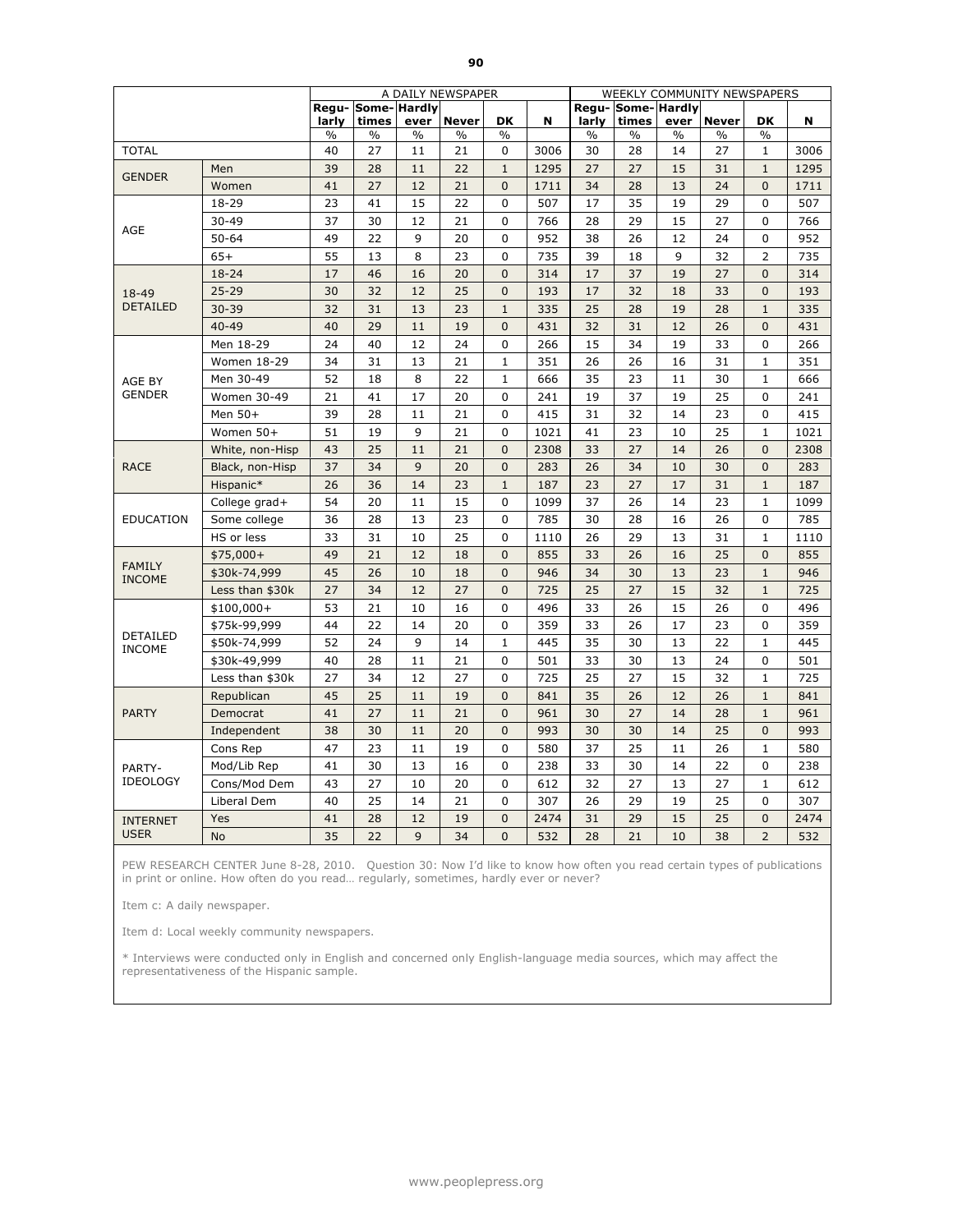| | | A DAILY NEWSPAPER | | | | | | WEEKLY COMMUNITY NEWSPAPERS | | | | | |
|---|---|---|---|---|---|---|---|---|---|---|---|---|---|
| | | Regu-larly | Some-times | Hardly ever | Never | DK | N | Regu-larly | Some-times | Hardly ever | Never | DK | N |
| | | % | % | % | % | % | | % | % | % | % | % | |
| TOTAL | | 40 | 27 | 11 | 21 | 0 | 3006 | 30 | 28 | 14 | 27 | 1 | 3006 |
| GENDER | Men | 39 | 28 | 11 | 22 | 1 | 1295 | 27 | 27 | 15 | 31 | 1 | 1295 |
| | Women | 41 | 27 | 12 | 21 | 0 | 1711 | 34 | 28 | 13 | 24 | 0 | 1711 |
| AGE | 18-29 | 23 | 41 | 15 | 22 | 0 | 507 | 17 | 35 | 19 | 29 | 0 | 507 |
| | 30-49 | 37 | 30 | 12 | 21 | 0 | 766 | 28 | 29 | 15 | 27 | 0 | 766 |
| | 50-64 | 49 | 22 | 9 | 20 | 0 | 952 | 38 | 26 | 12 | 24 | 0 | 952 |
| | 65+ | 55 | 13 | 8 | 23 | 0 | 735 | 39 | 18 | 9 | 32 | 2 | 735 |
| 18-49 DETAILED | 18-24 | 17 | 46 | 16 | 20 | 0 | 314 | 17 | 37 | 19 | 27 | 0 | 314 |
| | 25-29 | 30 | 32 | 12 | 25 | 0 | 193 | 17 | 32 | 18 | 33 | 0 | 193 |
| | 30-39 | 32 | 31 | 13 | 23 | 1 | 335 | 25 | 28 | 19 | 28 | 1 | 335 |
| | 40-49 | 40 | 29 | 11 | 19 | 0 | 431 | 32 | 31 | 12 | 26 | 0 | 431 |
| AGE BY GENDER | Men 18-29 | 24 | 40 | 12 | 24 | 0 | 266 | 15 | 34 | 19 | 33 | 0 | 266 |
| | Women 18-29 | 34 | 31 | 13 | 21 | 1 | 351 | 26 | 26 | 16 | 31 | 1 | 351 |
| | Men 30-49 | 52 | 18 | 8 | 22 | 1 | 666 | 35 | 23 | 11 | 30 | 1 | 666 |
| | Women 30-49 | 21 | 41 | 17 | 20 | 0 | 241 | 19 | 37 | 19 | 25 | 0 | 241 |
| | Men 50+ | 39 | 28 | 11 | 21 | 0 | 415 | 31 | 32 | 14 | 23 | 0 | 415 |
| | Women 50+ | 51 | 19 | 9 | 21 | 0 | 1021 | 41 | 23 | 10 | 25 | 1 | 1021 |
| RACE | White, non-Hisp | 43 | 25 | 11 | 21 | 0 | 2308 | 33 | 27 | 14 | 26 | 0 | 2308 |
| | Black, non-Hisp | 37 | 34 | 9 | 20 | 0 | 283 | 26 | 34 | 10 | 30 | 0 | 283 |
| | Hispanic* | 26 | 36 | 14 | 23 | 1 | 187 | 23 | 27 | 17 | 31 | 1 | 187 |
| EDUCATION | College grad+ | 54 | 20 | 11 | 15 | 0 | 1099 | 37 | 26 | 14 | 23 | 1 | 1099 |
| | Some college | 36 | 28 | 13 | 23 | 0 | 785 | 30 | 28 | 16 | 26 | 0 | 785 |
| | HS or less | 33 | 31 | 10 | 25 | 0 | 1110 | 26 | 29 | 13 | 31 | 1 | 1110 |
| FAMILY INCOME | $75,000+ | 49 | 21 | 12 | 18 | 0 | 855 | 33 | 26 | 16 | 25 | 0 | 855 |
| | $30k-74,999 | 45 | 26 | 10 | 18 | 0 | 946 | 34 | 30 | 13 | 23 | 1 | 946 |
| | Less than $30k | 27 | 34 | 12 | 27 | 0 | 725 | 25 | 27 | 15 | 32 | 1 | 725 |
| DETAILED INCOME | $100,000+ | 53 | 21 | 10 | 16 | 0 | 496 | 33 | 26 | 15 | 26 | 0 | 496 |
| | $75k-99,999 | 44 | 22 | 14 | 20 | 0 | 359 | 33 | 26 | 17 | 23 | 0 | 359 |
| | $50k-74,999 | 52 | 24 | 9 | 14 | 1 | 445 | 35 | 30 | 13 | 22 | 1 | 445 |
| | $30k-49,999 | 40 | 28 | 11 | 21 | 0 | 501 | 33 | 30 | 13 | 24 | 0 | 501 |
| | Less than $30k | 27 | 34 | 12 | 27 | 0 | 725 | 25 | 27 | 15 | 32 | 1 | 725 |
| PARTY | Republican | 45 | 25 | 11 | 19 | 0 | 841 | 35 | 26 | 12 | 26 | 1 | 841 |
| | Democrat | 41 | 27 | 11 | 21 | 0 | 961 | 30 | 27 | 14 | 28 | 1 | 961 |
| | Independent | 38 | 30 | 11 | 20 | 0 | 993 | 30 | 30 | 14 | 25 | 0 | 993 |
| PARTY-IDEOLOGY | Cons Rep | 47 | 23 | 11 | 19 | 0 | 580 | 37 | 25 | 11 | 26 | 1 | 580 |
| | Mod/Lib Rep | 41 | 30 | 13 | 16 | 0 | 238 | 33 | 30 | 14 | 22 | 0 | 238 |
| | Cons/Mod Dem | 43 | 27 | 10 | 20 | 0 | 612 | 32 | 27 | 13 | 27 | 1 | 612 |
| | Liberal Dem | 40 | 25 | 14 | 21 | 0 | 307 | 26 | 29 | 19 | 25 | 0 | 307 |
| INTERNET USER | Yes | 41 | 28 | 12 | 19 | 0 | 2474 | 31 | 29 | 15 | 25 | 0 | 2474 |
| | No | 35 | 22 | 9 | 34 | 0 | 532 | 28 | 21 | 10 | 38 | 2 | 532 |

PEW RESEARCH CENTER June 8-28, 2010. Question 30: Now I'd like to know how often you read certain types of publications in print or online. How often do you read… regularly, sometimes, hardly ever or never?

Item c: A daily newspaper.

Item d: Local weekly community newspapers.

* Interviews were conducted only in English and concerned only English-language media sources, which may affect the representativeness of the Hispanic sample.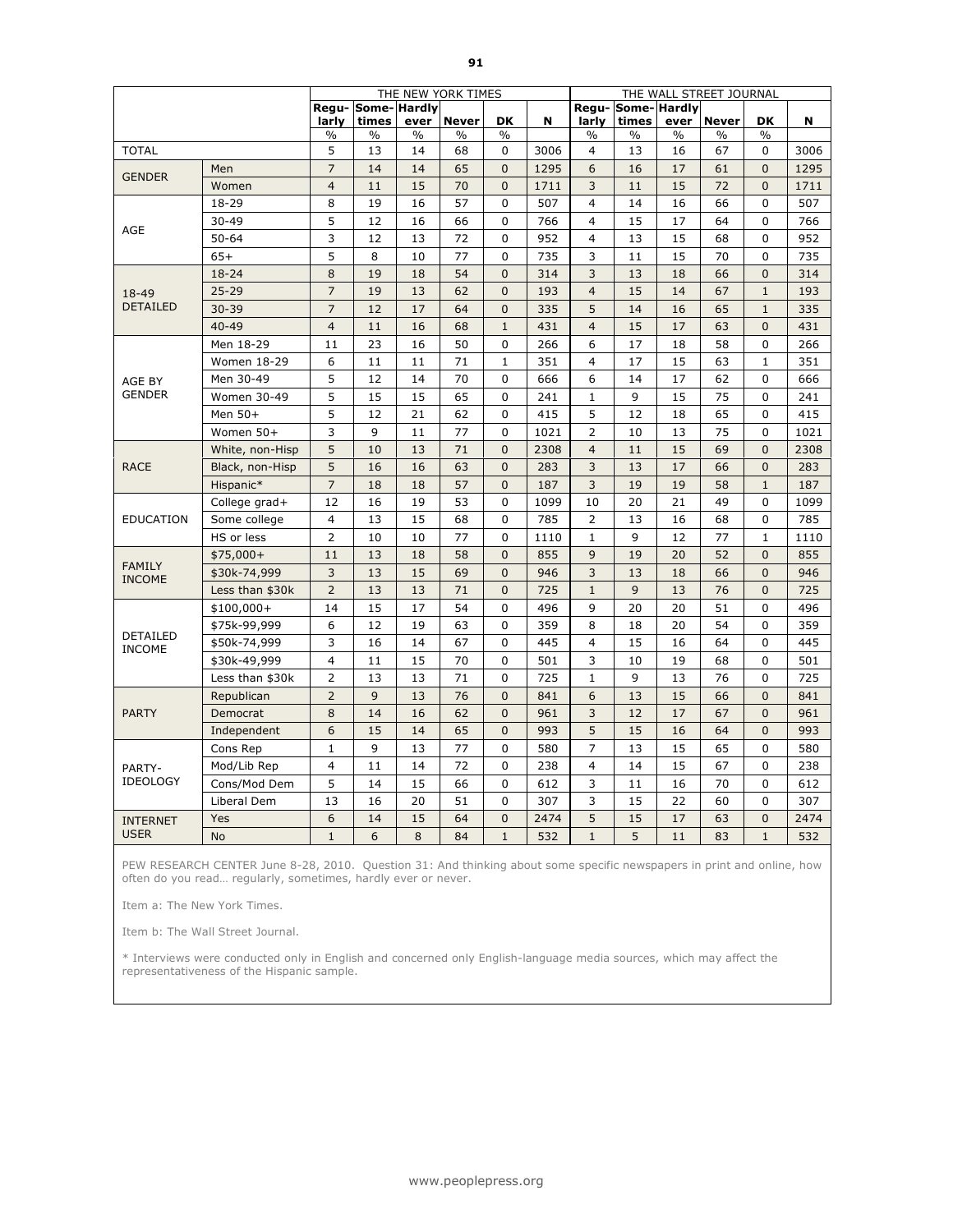| | | THE NEW YORK TIMES | | | | | | THE WALL STREET JOURNAL | | | | | |
|---|---|---|---|---|---|---|---|---|---|---|---|---|---|
| | | Regu-larly | Some-times | Hardly ever | Never | DK | N | Regu-larly | Some-times | Hardly ever | Never | DK | N |
| | | % | % | % | % | % | | % | % | % | % | % | |
| TOTAL | | 5 | 13 | 14 | 68 | 0 | 3006 | 4 | 13 | 16 | 67 | 0 | 3006 |
| GENDER | Men | 7 | 14 | 14 | 65 | 0 | 1295 | 6 | 16 | 17 | 61 | 0 | 1295 |
| | Women | 4 | 11 | 15 | 70 | 0 | 1711 | 3 | 11 | 15 | 72 | 0 | 1711 |
| AGE | 18-29 | 8 | 19 | 16 | 57 | 0 | 507 | 4 | 14 | 16 | 66 | 0 | 507 |
| | 30-49 | 5 | 12 | 16 | 66 | 0 | 766 | 4 | 15 | 17 | 64 | 0 | 766 |
| | 50-64 | 3 | 12 | 13 | 72 | 0 | 952 | 4 | 13 | 15 | 68 | 0 | 952 |
| | 65+ | 5 | 8 | 10 | 77 | 0 | 735 | 3 | 11 | 15 | 70 | 0 | 735 |
| 18-49 DETAILED | 18-24 | 8 | 19 | 18 | 54 | 0 | 314 | 3 | 13 | 18 | 66 | 0 | 314 |
| | 25-29 | 7 | 19 | 13 | 62 | 0 | 193 | 4 | 15 | 14 | 67 | 1 | 193 |
| | 30-39 | 7 | 12 | 17 | 64 | 0 | 335 | 5 | 14 | 16 | 65 | 1 | 335 |
| | 40-49 | 4 | 11 | 16 | 68 | 1 | 431 | 4 | 15 | 17 | 63 | 0 | 431 |
| AGE BY GENDER | Men 18-29 | 11 | 23 | 16 | 50 | 0 | 266 | 6 | 17 | 18 | 58 | 0 | 266 |
| | Women 18-29 | 6 | 11 | 11 | 71 | 1 | 351 | 4 | 17 | 15 | 63 | 1 | 351 |
| | Men 30-49 | 5 | 12 | 14 | 70 | 0 | 666 | 6 | 14 | 17 | 62 | 0 | 666 |
| | Women 30-49 | 5 | 15 | 15 | 65 | 0 | 241 | 1 | 9 | 15 | 75 | 0 | 241 |
| | Men 50+ | 5 | 12 | 21 | 62 | 0 | 415 | 5 | 12 | 18 | 65 | 0 | 415 |
| | Women 50+ | 3 | 9 | 11 | 77 | 0 | 1021 | 2 | 10 | 13 | 75 | 0 | 1021 |
| RACE | White, non-Hisp | 5 | 10 | 13 | 71 | 0 | 2308 | 4 | 11 | 15 | 69 | 0 | 2308 |
| | Black, non-Hisp | 5 | 16 | 16 | 63 | 0 | 283 | 3 | 13 | 17 | 66 | 0 | 283 |
| | Hispanic* | 7 | 18 | 18 | 57 | 0 | 187 | 3 | 19 | 19 | 58 | 1 | 187 |
| EDUCATION | College grad+ | 12 | 16 | 19 | 53 | 0 | 1099 | 10 | 20 | 21 | 49 | 0 | 1099 |
| | Some college | 4 | 13 | 15 | 68 | 0 | 785 | 2 | 13 | 16 | 68 | 0 | 785 |
| | HS or less | 2 | 10 | 10 | 77 | 0 | 1110 | 1 | 9 | 12 | 77 | 1 | 1110 |
| FAMILY INCOME | $75,000+ | 11 | 13 | 18 | 58 | 0 | 855 | 9 | 19 | 20 | 52 | 0 | 855 |
| | $30k-74,999 | 3 | 13 | 15 | 69 | 0 | 946 | 3 | 13 | 18 | 66 | 0 | 946 |
| | Less than $30k | 2 | 13 | 13 | 71 | 0 | 725 | 1 | 9 | 13 | 76 | 0 | 725 |
| DETAILED INCOME | $100,000+ | 14 | 15 | 17 | 54 | 0 | 496 | 9 | 20 | 20 | 51 | 0 | 496 |
| | $75k-99,999 | 6 | 12 | 19 | 63 | 0 | 359 | 8 | 18 | 20 | 54 | 0 | 359 |
| | $50k-74,999 | 3 | 16 | 14 | 67 | 0 | 445 | 4 | 15 | 16 | 64 | 0 | 445 |
| | $30k-49,999 | 4 | 11 | 15 | 70 | 0 | 501 | 3 | 10 | 19 | 68 | 0 | 501 |
| | Less than $30k | 2 | 13 | 13 | 71 | 0 | 725 | 1 | 9 | 13 | 76 | 0 | 725 |
| PARTY | Republican | 2 | 9 | 13 | 76 | 0 | 841 | 6 | 13 | 15 | 66 | 0 | 841 |
| | Democrat | 8 | 14 | 16 | 62 | 0 | 961 | 3 | 12 | 17 | 67 | 0 | 961 |
| | Independent | 6 | 15 | 14 | 65 | 0 | 993 | 5 | 15 | 16 | 64 | 0 | 993 |
| PARTY-IDEOLOGY | Cons Rep | 1 | 9 | 13 | 77 | 0 | 580 | 7 | 13 | 15 | 65 | 0 | 580 |
| | Mod/Lib Rep | 4 | 11 | 14 | 72 | 0 | 238 | 4 | 14 | 15 | 67 | 0 | 238 |
| | Cons/Mod Dem | 5 | 14 | 15 | 66 | 0 | 612 | 3 | 11 | 16 | 70 | 0 | 612 |
| | Liberal Dem | 13 | 16 | 20 | 51 | 0 | 307 | 3 | 15 | 22 | 60 | 0 | 307 |
| INTERNET USER | Yes | 6 | 14 | 15 | 64 | 0 | 2474 | 5 | 15 | 17 | 63 | 0 | 2474 |
| | No | 1 | 6 | 8 | 84 | 1 | 532 | 1 | 5 | 11 | 83 | 1 | 532 |

PEW RESEARCH CENTER June 8-28, 2010. Question 31: And thinking about some specific newspapers in print and online, how often do you read… regularly, sometimes, hardly ever or never.

Item a: The New York Times.

Item b: The Wall Street Journal.

* Interviews were conducted only in English and concerned only English-language media sources, which may affect the representativeness of the Hispanic sample.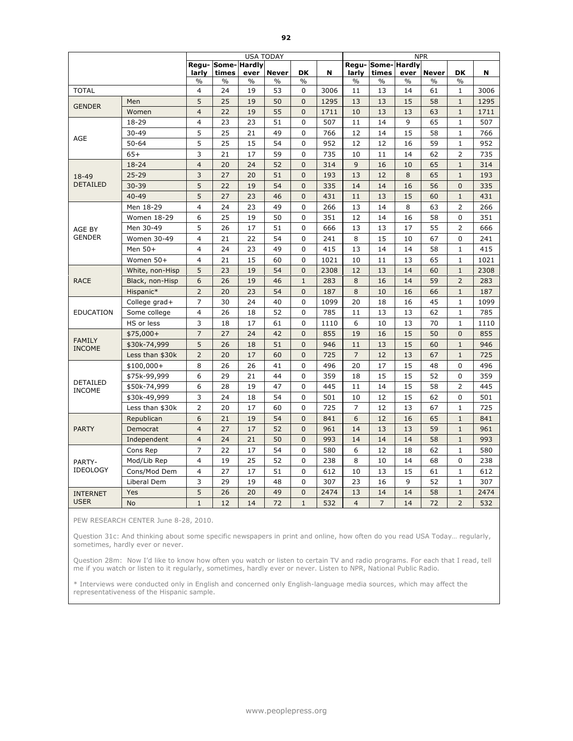| | | USA TODAY | | | | | | NPR | | | | | |
|---|---|---|---|---|---|---|---|---|---|---|---|---|---|
| | | Regu-larly | Some-times | Hardly ever | Never | DK | N | Regu-larly | Some-times | Hardly ever | Never | DK | N |
| | | % | % | % | % | % | | % | % | % | % | % | |
| TOTAL | | 4 | 24 | 19 | 53 | 0 | 3006 | 11 | 13 | 14 | 61 | 1 | 3006 |
| GENDER | Men | 5 | 25 | 19 | 50 | 0 | 1295 | 13 | 13 | 15 | 58 | 1 | 1295 |
| | Women | 4 | 22 | 19 | 55 | 0 | 1711 | 10 | 13 | 13 | 63 | 1 | 1711 |
| AGE | 18-29 | 4 | 23 | 23 | 51 | 0 | 507 | 11 | 14 | 9 | 65 | 1 | 507 |
| | 30-49 | 5 | 25 | 21 | 49 | 0 | 766 | 12 | 14 | 15 | 58 | 1 | 766 |
| | 50-64 | 5 | 25 | 15 | 54 | 0 | 952 | 12 | 12 | 16 | 59 | 1 | 952 |
| | 65+ | 3 | 21 | 17 | 59 | 0 | 735 | 10 | 11 | 14 | 62 | 2 | 735 |
| 18-49 DETAILED | 18-24 | 4 | 20 | 24 | 52 | 0 | 314 | 9 | 16 | 10 | 65 | 1 | 314 |
| | 25-29 | 3 | 27 | 20 | 51 | 0 | 193 | 13 | 12 | 8 | 65 | 1 | 193 |
| | 30-39 | 5 | 22 | 19 | 54 | 0 | 335 | 14 | 14 | 16 | 56 | 0 | 335 |
| | 40-49 | 5 | 27 | 23 | 46 | 0 | 431 | 11 | 13 | 15 | 60 | 1 | 431 |
| AGE BY GENDER | Men 18-29 | 4 | 24 | 23 | 49 | 0 | 266 | 13 | 14 | 8 | 63 | 2 | 266 |
| | Women 18-29 | 6 | 25 | 19 | 50 | 0 | 351 | 12 | 14 | 16 | 58 | 0 | 351 |
| | Men 30-49 | 5 | 26 | 17 | 51 | 0 | 666 | 13 | 13 | 17 | 55 | 2 | 666 |
| | Women 30-49 | 4 | 21 | 22 | 54 | 0 | 241 | 8 | 15 | 10 | 67 | 0 | 241 |
| | Men 50+ | 4 | 24 | 23 | 49 | 0 | 415 | 13 | 14 | 14 | 58 | 1 | 415 |
| | Women 50+ | 4 | 21 | 15 | 60 | 0 | 1021 | 10 | 11 | 13 | 65 | 1 | 1021 |
| RACE | White, non-Hisp | 5 | 23 | 19 | 54 | 0 | 2308 | 12 | 13 | 14 | 60 | 1 | 2308 |
| | Black, non-Hisp | 6 | 26 | 19 | 46 | 1 | 283 | 8 | 16 | 14 | 59 | 2 | 283 |
| | Hispanic* | 2 | 20 | 23 | 54 | 0 | 187 | 8 | 10 | 16 | 66 | 1 | 187 |
| EDUCATION | College grad+ | 7 | 30 | 24 | 40 | 0 | 1099 | 20 | 18 | 16 | 45 | 1 | 1099 |
| | Some college | 4 | 26 | 18 | 52 | 0 | 785 | 11 | 13 | 13 | 62 | 1 | 785 |
| | HS or less | 3 | 18 | 17 | 61 | 0 | 1110 | 6 | 10 | 13 | 70 | 1 | 1110 |
| FAMILY INCOME | $75,000+ | 7 | 27 | 24 | 42 | 0 | 855 | 19 | 16 | 15 | 50 | 0 | 855 |
| | $30k-74,999 | 5 | 26 | 18 | 51 | 0 | 946 | 11 | 13 | 15 | 60 | 1 | 946 |
| | Less than $30k | 2 | 20 | 17 | 60 | 0 | 725 | 7 | 12 | 13 | 67 | 1 | 725 |
| DETAILED INCOME | $100,000+ | 8 | 26 | 26 | 41 | 0 | 496 | 20 | 17 | 15 | 48 | 0 | 496 |
| | $75k-99,999 | 6 | 29 | 21 | 44 | 0 | 359 | 18 | 15 | 15 | 52 | 0 | 359 |
| | $50k-74,999 | 6 | 28 | 19 | 47 | 0 | 445 | 11 | 14 | 15 | 58 | 2 | 445 |
| | $30k-49,999 | 3 | 24 | 18 | 54 | 0 | 501 | 10 | 12 | 15 | 62 | 0 | 501 |
| | Less than $30k | 2 | 20 | 17 | 60 | 0 | 725 | 7 | 12 | 13 | 67 | 1 | 725 |
| PARTY | Republican | 6 | 21 | 19 | 54 | 0 | 841 | 6 | 12 | 16 | 65 | 1 | 841 |
| | Democrat | 4 | 27 | 17 | 52 | 0 | 961 | 14 | 13 | 13 | 59 | 1 | 961 |
| | Independent | 4 | 24 | 21 | 50 | 0 | 993 | 14 | 14 | 14 | 58 | 1 | 993 |
| PARTY-IDEOLOGY | Cons Rep | 7 | 22 | 17 | 54 | 0 | 580 | 6 | 12 | 18 | 62 | 1 | 580 |
| | Mod/Lib Rep | 4 | 19 | 25 | 52 | 0 | 238 | 8 | 10 | 14 | 68 | 0 | 238 |
| | Cons/Mod Dem | 4 | 27 | 17 | 51 | 0 | 612 | 10 | 13 | 15 | 61 | 1 | 612 |
| | Liberal Dem | 3 | 29 | 19 | 48 | 0 | 307 | 23 | 16 | 9 | 52 | 1 | 307 |
| INTERNET USER | Yes | 5 | 26 | 20 | 49 | 0 | 2474 | 13 | 14 | 14 | 58 | 1 | 2474 |
| | No | 1 | 12 | 14 | 72 | 1 | 532 | 4 | 7 | 14 | 72 | 2 | 532 |

PEW RESEARCH CENTER June 8-28, 2010.

Question 31c: And thinking about some specific newspapers in print and online, how often do you read USA Today… regularly, sometimes, hardly ever or never.

Question 28m: Now I'd like to know how often you watch or listen to certain TV and radio programs. For each that I read, tell me if you watch or listen to it regularly, sometimes, hardly ever or never. Listen to NPR, National Public Radio.

* Interviews were conducted only in English and concerned only English-language media sources, which may affect the representativeness of the Hispanic sample.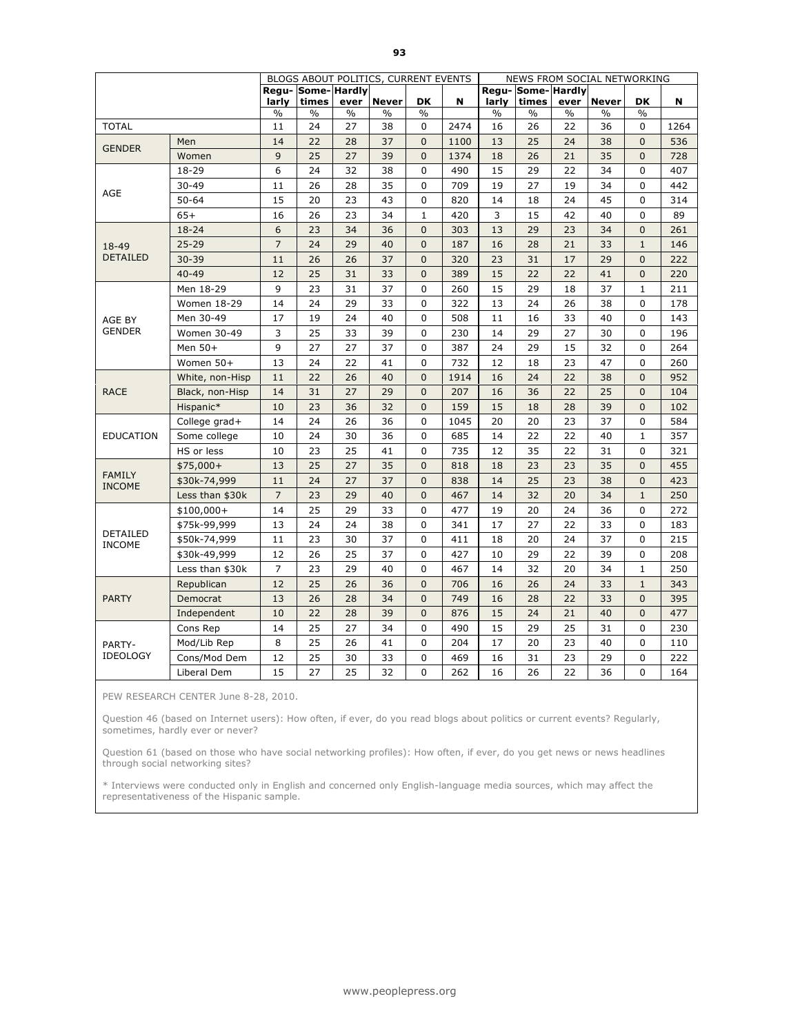| | | BLOGS ABOUT POLITICS, CURRENT EVENTS | | | | | | NEWS FROM SOCIAL NETWORKING | | | | | |
|---|---|---|---|---|---|---|---|---|---|---|---|---|---|
| | | Regu-larly | Some-times | Hardly ever | Never | DK | N | Regu-larly | Some-times | Hardly ever | Never | DK | N |
| | | % | % | % | % | % | | % | % | % | % | % | |
| TOTAL | | 11 | 24 | 27 | 38 | 0 | 2474 | 16 | 26 | 22 | 36 | 0 | 1264 |
| GENDER | Men | 14 | 22 | 28 | 37 | 0 | 1100 | 13 | 25 | 24 | 38 | 0 | 536 |
| | Women | 9 | 25 | 27 | 39 | 0 | 1374 | 18 | 26 | 21 | 35 | 0 | 728 |
| AGE | 18-29 | 6 | 24 | 32 | 38 | 0 | 490 | 15 | 29 | 22 | 34 | 0 | 407 |
| | 30-49 | 11 | 26 | 28 | 35 | 0 | 709 | 19 | 27 | 19 | 34 | 0 | 442 |
| | 50-64 | 15 | 20 | 23 | 43 | 0 | 820 | 14 | 18 | 24 | 45 | 0 | 314 |
| | 65+ | 16 | 26 | 23 | 34 | 1 | 420 | 3 | 15 | 42 | 40 | 0 | 89 |
| 18-49 DETAILED | 18-24 | 6 | 23 | 34 | 36 | 0 | 303 | 13 | 29 | 23 | 34 | 0 | 261 |
| | 25-29 | 7 | 24 | 29 | 40 | 0 | 187 | 16 | 28 | 21 | 33 | 1 | 146 |
| | 30-39 | 11 | 26 | 26 | 37 | 0 | 320 | 23 | 31 | 17 | 29 | 0 | 222 |
| | 40-49 | 12 | 25 | 31 | 33 | 0 | 389 | 15 | 22 | 22 | 41 | 0 | 220 |
| AGE BY GENDER | Men 18-29 | 9 | 23 | 31 | 37 | 0 | 260 | 15 | 29 | 18 | 37 | 1 | 211 |
| | Women 18-29 | 14 | 24 | 29 | 33 | 0 | 322 | 13 | 24 | 26 | 38 | 0 | 178 |
| | Men 30-49 | 17 | 19 | 24 | 40 | 0 | 508 | 11 | 16 | 33 | 40 | 0 | 143 |
| | Women 30-49 | 3 | 25 | 33 | 39 | 0 | 230 | 14 | 29 | 27 | 30 | 0 | 196 |
| | Men 50+ | 9 | 27 | 27 | 37 | 0 | 387 | 24 | 29 | 15 | 32 | 0 | 264 |
| | Women 50+ | 13 | 24 | 22 | 41 | 0 | 732 | 12 | 18 | 23 | 47 | 0 | 260 |
| RACE | White, non-Hisp | 11 | 22 | 26 | 40 | 0 | 1914 | 16 | 24 | 22 | 38 | 0 | 952 |
| | Black, non-Hisp | 14 | 31 | 27 | 29 | 0 | 207 | 16 | 36 | 22 | 25 | 0 | 104 |
| | Hispanic* | 10 | 23 | 36 | 32 | 0 | 159 | 15 | 18 | 28 | 39 | 0 | 102 |
| EDUCATION | College grad+ | 14 | 24 | 26 | 36 | 0 | 1045 | 20 | 20 | 23 | 37 | 0 | 584 |
| | Some college | 10 | 24 | 30 | 36 | 0 | 685 | 14 | 22 | 22 | 40 | 1 | 357 |
| | HS or less | 10 | 23 | 25 | 41 | 0 | 735 | 12 | 35 | 22 | 31 | 0 | 321 |
| FAMILY INCOME | $75,000+ | 13 | 25 | 27 | 35 | 0 | 818 | 18 | 23 | 23 | 35 | 0 | 455 |
| | $30k-74,999 | 11 | 24 | 27 | 37 | 0 | 838 | 14 | 25 | 23 | 38 | 0 | 423 |
| | Less than $30k | 7 | 23 | 29 | 40 | 0 | 467 | 14 | 32 | 20 | 34 | 1 | 250 |
| DETAILED INCOME | $100,000+ | 14 | 25 | 29 | 33 | 0 | 477 | 19 | 20 | 24 | 36 | 0 | 272 |
| | $75k-99,999 | 13 | 24 | 24 | 38 | 0 | 341 | 17 | 27 | 22 | 33 | 0 | 183 |
| | $50k-74,999 | 11 | 23 | 30 | 37 | 0 | 411 | 18 | 20 | 24 | 37 | 0 | 215 |
| | $30k-49,999 | 12 | 26 | 25 | 37 | 0 | 427 | 10 | 29 | 22 | 39 | 0 | 208 |
| | Less than $30k | 7 | 23 | 29 | 40 | 0 | 467 | 14 | 32 | 20 | 34 | 1 | 250 |
| PARTY | Republican | 12 | 25 | 26 | 36 | 0 | 706 | 16 | 26 | 24 | 33 | 1 | 343 |
| | Democrat | 13 | 26 | 28 | 34 | 0 | 749 | 16 | 28 | 22 | 33 | 0 | 395 |
| | Independent | 10 | 22 | 28 | 39 | 0 | 876 | 15 | 24 | 21 | 40 | 0 | 477 |
| PARTY-IDEOLOGY | Cons Rep | 14 | 25 | 27 | 34 | 0 | 490 | 15 | 29 | 25 | 31 | 0 | 230 |
| | Mod/Lib Rep | 8 | 25 | 26 | 41 | 0 | 204 | 17 | 20 | 23 | 40 | 0 | 110 |
| | Cons/Mod Dem | 12 | 25 | 30 | 33 | 0 | 469 | 16 | 31 | 23 | 29 | 0 | 222 |
| | Liberal Dem | 15 | 27 | 25 | 32 | 0 | 262 | 16 | 26 | 22 | 36 | 0 | 164 |

PEW RESEARCH CENTER June 8-28, 2010.

Question 46 (based on Internet users): How often, if ever, do you read blogs about politics or current events? Regularly, sometimes, hardly ever or never?

Question 61 (based on those who have social networking profiles): How often, if ever, do you get news or news headlines through social networking sites?

* Interviews were conducted only in English and concerned only English-language media sources, which may affect the representativeness of the Hispanic sample.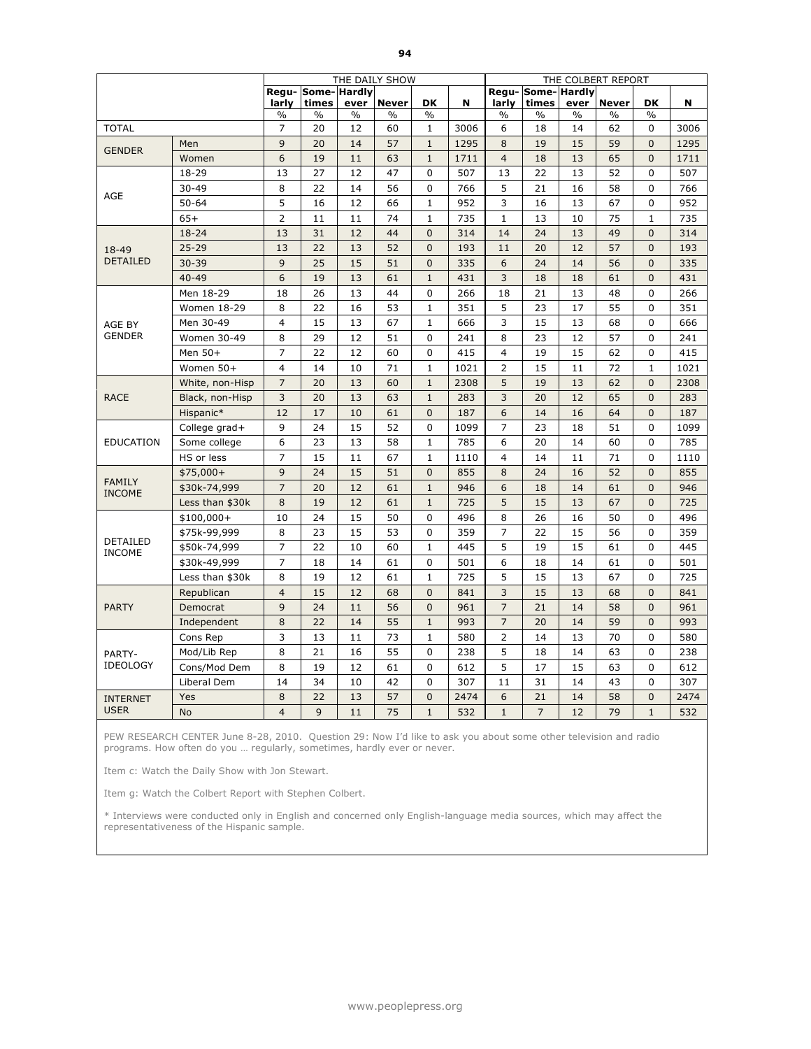| | | THE DAILY SHOW | | | | | | THE COLBERT REPORT | | | | | |
|---|---|---|---|---|---|---|---|---|---|---|---|---|---|
| | | Regu-larly | Some-times | Hardly ever | Never | DK | N | Regu-larly | Some-times | Hardly ever | Never | DK | N |
| | | % | % | % | % | % | | % | % | % | % | % | |
| TOTAL | | 7 | 20 | 12 | 60 | 1 | 3006 | 6 | 18 | 14 | 62 | 0 | 3006 |
| GENDER | Men | 9 | 20 | 14 | 57 | 1 | 1295 | 8 | 19 | 15 | 59 | 0 | 1295 |
| | Women | 6 | 19 | 11 | 63 | 1 | 1711 | 4 | 18 | 13 | 65 | 0 | 1711 |
| AGE | 18-29 | 13 | 27 | 12 | 47 | 0 | 507 | 13 | 22 | 13 | 52 | 0 | 507 |
| | 30-49 | 8 | 22 | 14 | 56 | 0 | 766 | 5 | 21 | 16 | 58 | 0 | 766 |
| | 50-64 | 5 | 16 | 12 | 66 | 1 | 952 | 3 | 16 | 13 | 67 | 0 | 952 |
| | 65+ | 2 | 11 | 11 | 74 | 1 | 735 | 1 | 13 | 10 | 75 | 1 | 735 |
| 18-49 DETAILED | 18-24 | 13 | 31 | 12 | 44 | 0 | 314 | 14 | 24 | 13 | 49 | 0 | 314 |
| | 25-29 | 13 | 22 | 13 | 52 | 0 | 193 | 11 | 20 | 12 | 57 | 0 | 193 |
| | 30-39 | 9 | 25 | 15 | 51 | 0 | 335 | 6 | 24 | 14 | 56 | 0 | 335 |
| | 40-49 | 6 | 19 | 13 | 61 | 1 | 431 | 3 | 18 | 18 | 61 | 0 | 431 |
| AGE BY GENDER | Men 18-29 | 18 | 26 | 13 | 44 | 0 | 266 | 18 | 21 | 13 | 48 | 0 | 266 |
| | Women 18-29 | 8 | 22 | 16 | 53 | 1 | 351 | 5 | 23 | 17 | 55 | 0 | 351 |
| | Men 30-49 | 4 | 15 | 13 | 67 | 1 | 666 | 3 | 15 | 13 | 68 | 0 | 666 |
| | Women 30-49 | 8 | 29 | 12 | 51 | 0 | 241 | 8 | 23 | 12 | 57 | 0 | 241 |
| | Men 50+ | 7 | 22 | 12 | 60 | 0 | 415 | 4 | 19 | 15 | 62 | 0 | 415 |
| | Women 50+ | 4 | 14 | 10 | 71 | 1 | 1021 | 2 | 15 | 11 | 72 | 1 | 1021 |
| RACE | White, non-Hisp | 7 | 20 | 13 | 60 | 1 | 2308 | 5 | 19 | 13 | 62 | 0 | 2308 |
| | Black, non-Hisp | 3 | 20 | 13 | 63 | 1 | 283 | 3 | 20 | 12 | 65 | 0 | 283 |
| | Hispanic* | 12 | 17 | 10 | 61 | 0 | 187 | 6 | 14 | 16 | 64 | 0 | 187 |
| EDUCATION | College grad+ | 9 | 24 | 15 | 52 | 0 | 1099 | 7 | 23 | 18 | 51 | 0 | 1099 |
| | Some college | 6 | 23 | 13 | 58 | 1 | 785 | 6 | 20 | 14 | 60 | 0 | 785 |
| | HS or less | 7 | 15 | 11 | 67 | 1 | 1110 | 4 | 14 | 11 | 71 | 0 | 1110 |
| FAMILY INCOME | $75,000+ | 9 | 24 | 15 | 51 | 0 | 855 | 8 | 24 | 16 | 52 | 0 | 855 |
| | $30k-74,999 | 7 | 20 | 12 | 61 | 1 | 946 | 6 | 18 | 14 | 61 | 0 | 946 |
| | Less than $30k | 8 | 19 | 12 | 61 | 1 | 725 | 5 | 15 | 13 | 67 | 0 | 725 |
| DETAILED INCOME | $100,000+ | 10 | 24 | 15 | 50 | 0 | 496 | 8 | 26 | 16 | 50 | 0 | 496 |
| | $75k-99,999 | 8 | 23 | 15 | 53 | 0 | 359 | 7 | 22 | 15 | 56 | 0 | 359 |
| | $50k-74,999 | 7 | 22 | 10 | 60 | 1 | 445 | 5 | 19 | 15 | 61 | 0 | 445 |
| | $30k-49,999 | 7 | 18 | 14 | 61 | 0 | 501 | 6 | 18 | 14 | 61 | 0 | 501 |
| | Less than $30k | 8 | 19 | 12 | 61 | 1 | 725 | 5 | 15 | 13 | 67 | 0 | 725 |
| PARTY | Republican | 4 | 15 | 12 | 68 | 0 | 841 | 3 | 15 | 13 | 68 | 0 | 841 |
| | Democrat | 9 | 24 | 11 | 56 | 0 | 961 | 7 | 21 | 14 | 58 | 0 | 961 |
| | Independent | 8 | 22 | 14 | 55 | 1 | 993 | 7 | 20 | 14 | 59 | 0 | 993 |
| PARTY-IDEOLOGY | Cons Rep | 3 | 13 | 11 | 73 | 1 | 580 | 2 | 14 | 13 | 70 | 0 | 580 |
| | Mod/Lib Rep | 8 | 21 | 16 | 55 | 0 | 238 | 5 | 18 | 14 | 63 | 0 | 238 |
| | Cons/Mod Dem | 8 | 19 | 12 | 61 | 0 | 612 | 5 | 17 | 15 | 63 | 0 | 612 |
| | Liberal Dem | 14 | 34 | 10 | 42 | 0 | 307 | 11 | 31 | 14 | 43 | 0 | 307 |
| INTERNET USER | Yes | 8 | 22 | 13 | 57 | 0 | 2474 | 6 | 21 | 14 | 58 | 0 | 2474 |
| | No | 4 | 9 | 11 | 75 | 1 | 532 | 1 | 7 | 12 | 79 | 1 | 532 |

PEW RESEARCH CENTER June 8-28, 2010. Question 29: Now I'd like to ask you about some other television and radio programs. How often do you … regularly, sometimes, hardly ever or never.

Item c: Watch the Daily Show with Jon Stewart.

Item g: Watch the Colbert Report with Stephen Colbert.

* Interviews were conducted only in English and concerned only English-language media sources, which may affect the representativeness of the Hispanic sample.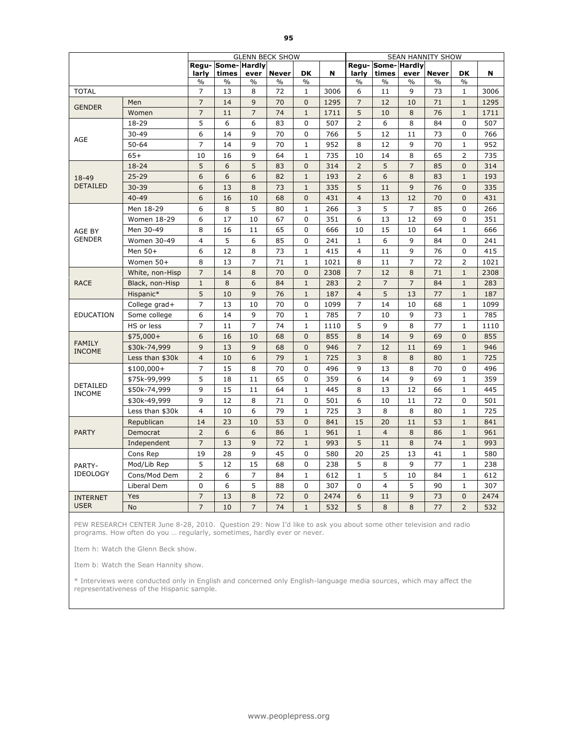| | | GLENN BECK SHOW | | | | | | SEAN HANNITY SHOW | | | | | |
|---|---|---|---|---|---|---|---|---|---|---|---|---|---|
| | | Regularly | Sometimes | Hardly ever | Never | DK | N | Regularly | Sometimes | Hardly ever | Never | DK | N |
| | | % | % | % | % | % | | % | % | % | % | % | |
| TOTAL | | 7 | 13 | 8 | 72 | 1 | 3006 | 6 | 11 | 9 | 73 | 1 | 3006 |
| GENDER | Men | 7 | 14 | 9 | 70 | 0 | 1295 | 7 | 12 | 10 | 71 | 1 | 1295 |
| | Women | 7 | 11 | 7 | 74 | 1 | 1711 | 5 | 10 | 8 | 76 | 1 | 1711 |
| AGE | 18-29 | 5 | 6 | 6 | 83 | 0 | 507 | 2 | 6 | 8 | 84 | 0 | 507 |
| | 30-49 | 6 | 14 | 9 | 70 | 0 | 766 | 5 | 12 | 11 | 73 | 0 | 766 |
| | 50-64 | 7 | 14 | 9 | 70 | 1 | 952 | 8 | 12 | 9 | 70 | 1 | 952 |
| | 65+ | 10 | 16 | 9 | 64 | 1 | 735 | 10 | 14 | 8 | 65 | 2 | 735 |
| 18-49 DETAILED | 18-24 | 5 | 6 | 5 | 83 | 0 | 314 | 2 | 5 | 7 | 85 | 0 | 314 |
| | 25-29 | 6 | 6 | 6 | 82 | 1 | 193 | 2 | 6 | 8 | 83 | 1 | 193 |
| | 30-39 | 6 | 13 | 8 | 73 | 1 | 335 | 5 | 11 | 9 | 76 | 0 | 335 |
| | 40-49 | 6 | 16 | 10 | 68 | 0 | 431 | 4 | 13 | 12 | 70 | 0 | 431 |
| AGE BY GENDER | Men 18-29 | 6 | 8 | 5 | 80 | 1 | 266 | 3 | 5 | 7 | 85 | 0 | 266 |
| | Women 18-29 | 6 | 17 | 10 | 67 | 0 | 351 | 6 | 13 | 12 | 69 | 0 | 351 |
| | Men 30-49 | 8 | 16 | 11 | 65 | 0 | 666 | 10 | 15 | 10 | 64 | 1 | 666 |
| | Women 30-49 | 4 | 5 | 6 | 85 | 0 | 241 | 1 | 6 | 9 | 84 | 0 | 241 |
| | Men 50+ | 6 | 12 | 8 | 73 | 1 | 415 | 4 | 11 | 9 | 76 | 0 | 415 |
| | Women 50+ | 8 | 13 | 7 | 71 | 1 | 1021 | 8 | 11 | 7 | 72 | 2 | 1021 |
| RACE | White, non-Hisp | 7 | 14 | 8 | 70 | 0 | 2308 | 7 | 12 | 8 | 71 | 1 | 2308 |
| | Black, non-Hisp | 1 | 8 | 6 | 84 | 1 | 283 | 2 | 7 | 7 | 84 | 1 | 283 |
| | Hispanic* | 5 | 10 | 9 | 76 | 1 | 187 | 4 | 5 | 13 | 77 | 1 | 187 |
| EDUCATION | College grad+ | 7 | 13 | 10 | 70 | 0 | 1099 | 7 | 14 | 10 | 68 | 1 | 1099 |
| | Some college | 6 | 14 | 9 | 70 | 1 | 785 | 7 | 10 | 9 | 73 | 1 | 785 |
| | HS or less | 7 | 11 | 7 | 74 | 1 | 1110 | 5 | 9 | 8 | 77 | 1 | 1110 |
| FAMILY INCOME | $75,000+ | 6 | 16 | 10 | 68 | 0 | 855 | 8 | 14 | 9 | 69 | 0 | 855 |
| | $30k-74,999 | 9 | 13 | 9 | 68 | 0 | 946 | 7 | 12 | 11 | 69 | 1 | 946 |
| | Less than $30k | 4 | 10 | 6 | 79 | 1 | 725 | 3 | 8 | 8 | 80 | 1 | 725 |
| DETAILED INCOME | $100,000+ | 7 | 15 | 8 | 70 | 0 | 496 | 9 | 13 | 8 | 70 | 0 | 496 |
| | $75k-99,999 | 5 | 18 | 11 | 65 | 0 | 359 | 6 | 14 | 9 | 69 | 1 | 359 |
| | $50k-74,999 | 9 | 15 | 11 | 64 | 1 | 445 | 8 | 13 | 12 | 66 | 1 | 445 |
| | $30k-49,999 | 9 | 12 | 8 | 71 | 0 | 501 | 6 | 10 | 11 | 72 | 0 | 501 |
| | Less than $30k | 4 | 10 | 6 | 79 | 1 | 725 | 3 | 8 | 8 | 80 | 1 | 725 |
| PARTY | Republican | 14 | 23 | 10 | 53 | 0 | 841 | 15 | 20 | 11 | 53 | 1 | 841 |
| | Democrat | 2 | 6 | 6 | 86 | 1 | 961 | 1 | 4 | 8 | 86 | 1 | 961 |
| | Independent | 7 | 13 | 9 | 72 | 1 | 993 | 5 | 11 | 8 | 74 | 1 | 993 |
| PARTY-IDEOLOGY | Cons Rep | 19 | 28 | 9 | 45 | 0 | 580 | 20 | 25 | 13 | 41 | 1 | 580 |
| | Mod/Lib Rep | 5 | 12 | 15 | 68 | 0 | 238 | 5 | 8 | 9 | 77 | 1 | 238 |
| | Cons/Mod Dem | 2 | 6 | 7 | 84 | 1 | 612 | 1 | 5 | 10 | 84 | 1 | 612 |
| | Liberal Dem | 0 | 6 | 5 | 88 | 0 | 307 | 0 | 4 | 5 | 90 | 1 | 307 |
| INTERNET USER | Yes | 7 | 13 | 8 | 72 | 0 | 2474 | 6 | 11 | 9 | 73 | 0 | 2474 |
| | No | 7 | 10 | 7 | 74 | 1 | 532 | 5 | 8 | 8 | 77 | 2 | 532 |

PEW RESEARCH CENTER June 8-28, 2010. Question 29: Now I'd like to ask you about some other television and radio programs. How often do you … regularly, sometimes, hardly ever or never.

Item h: Watch the Glenn Beck show.

Item b: Watch the Sean Hannity show.

* Interviews were conducted only in English and concerned only English-language media sources, which may affect the representativeness of the Hispanic sample.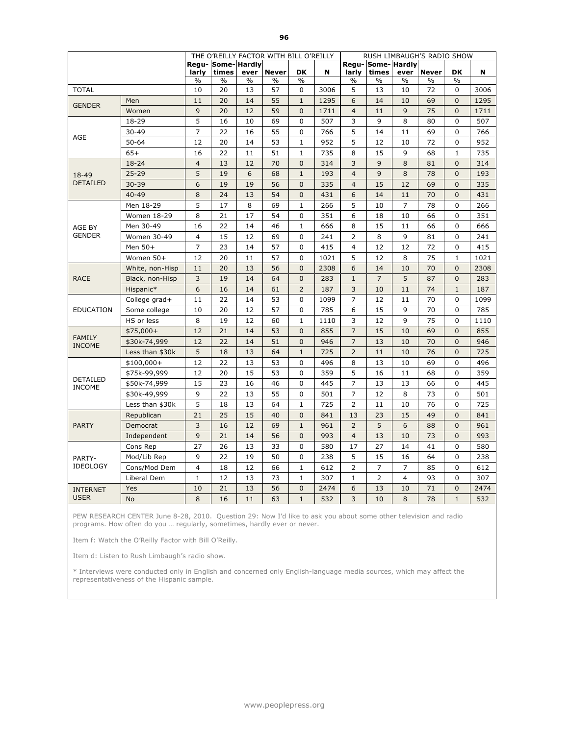| | | THE O'REILLY FACTOR WITH BILL O'REILLY | | | | | | RUSH LIMBAUGH'S RADIO SHOW | | | | | |
|---|---|---|---|---|---|---|---|---|---|---|---|---|---|
| | | Regu-larly | Some-times | Hardly ever | Never | DK | N | Regu-larly | Some-times | Hardly ever | Never | DK | N |
| | | % | % | % | % | % | | % | % | % | % | % | |
| TOTAL | | 10 | 20 | 13 | 57 | 0 | 3006 | 5 | 13 | 10 | 72 | 0 | 3006 |
| GENDER | Men | 11 | 20 | 14 | 55 | 1 | 1295 | 6 | 14 | 10 | 69 | 0 | 1295 |
| | Women | 9 | 20 | 12 | 59 | 0 | 1711 | 4 | 11 | 9 | 75 | 0 | 1711 |
| AGE | 18-29 | 5 | 16 | 10 | 69 | 0 | 507 | 3 | 9 | 8 | 80 | 0 | 507 |
| | 30-49 | 7 | 22 | 16 | 55 | 0 | 766 | 5 | 14 | 11 | 69 | 0 | 766 |
| | 50-64 | 12 | 20 | 14 | 53 | 1 | 952 | 5 | 12 | 10 | 72 | 0 | 952 |
| | 65+ | 16 | 22 | 11 | 51 | 1 | 735 | 8 | 15 | 9 | 68 | 1 | 735 |
| 18-49 DETAILED | 18-24 | 4 | 13 | 12 | 70 | 0 | 314 | 3 | 9 | 8 | 81 | 0 | 314 |
| | 25-29 | 5 | 19 | 6 | 68 | 1 | 193 | 4 | 9 | 8 | 78 | 0 | 193 |
| | 30-39 | 6 | 19 | 19 | 56 | 0 | 335 | 4 | 15 | 12 | 69 | 0 | 335 |
| | 40-49 | 8 | 24 | 13 | 54 | 0 | 431 | 6 | 14 | 11 | 70 | 0 | 431 |
| AGE BY GENDER | Men 18-29 | 5 | 17 | 8 | 69 | 1 | 266 | 5 | 10 | 7 | 78 | 0 | 266 |
| | Women 18-29 | 8 | 21 | 17 | 54 | 0 | 351 | 6 | 18 | 10 | 66 | 0 | 351 |
| | Men 30-49 | 16 | 22 | 14 | 46 | 1 | 666 | 8 | 15 | 11 | 66 | 0 | 666 |
| | Women 30-49 | 4 | 15 | 12 | 69 | 0 | 241 | 2 | 8 | 9 | 81 | 0 | 241 |
| | Men 50+ | 7 | 23 | 14 | 57 | 0 | 415 | 4 | 12 | 12 | 72 | 0 | 415 |
| | Women 50+ | 12 | 20 | 11 | 57 | 0 | 1021 | 5 | 12 | 8 | 75 | 1 | 1021 |
| RACE | White, non-Hisp | 11 | 20 | 13 | 56 | 0 | 2308 | 6 | 14 | 10 | 70 | 0 | 2308 |
| | Black, non-Hisp | 3 | 19 | 14 | 64 | 0 | 283 | 1 | 7 | 5 | 87 | 0 | 283 |
| | Hispanic* | 6 | 16 | 14 | 61 | 2 | 187 | 3 | 10 | 11 | 74 | 1 | 187 |
| EDUCATION | College grad+ | 11 | 22 | 14 | 53 | 0 | 1099 | 7 | 12 | 11 | 70 | 0 | 1099 |
| | Some college | 10 | 20 | 12 | 57 | 0 | 785 | 6 | 15 | 9 | 70 | 0 | 785 |
| | HS or less | 8 | 19 | 12 | 60 | 1 | 1110 | 3 | 12 | 9 | 75 | 0 | 1110 |
| FAMILY INCOME | $75,000+ | 12 | 21 | 14 | 53 | 0 | 855 | 7 | 15 | 10 | 69 | 0 | 855 |
| | $30k-74,999 | 12 | 22 | 14 | 51 | 0 | 946 | 7 | 13 | 10 | 70 | 0 | 946 |
| | Less than $30k | 5 | 18 | 13 | 64 | 1 | 725 | 2 | 11 | 10 | 76 | 0 | 725 |
| DETAILED INCOME | $100,000+ | 12 | 22 | 13 | 53 | 0 | 496 | 8 | 13 | 10 | 69 | 0 | 496 |
| | $75k-99,999 | 12 | 20 | 15 | 53 | 0 | 359 | 5 | 16 | 11 | 68 | 0 | 359 |
| | $50k-74,999 | 15 | 23 | 16 | 46 | 0 | 445 | 7 | 13 | 13 | 66 | 0 | 445 |
| | $30k-49,999 | 9 | 22 | 13 | 55 | 0 | 501 | 7 | 12 | 8 | 73 | 0 | 501 |
| | Less than $30k | 5 | 18 | 13 | 64 | 1 | 725 | 2 | 11 | 10 | 76 | 0 | 725 |
| PARTY | Republican | 21 | 25 | 15 | 40 | 0 | 841 | 13 | 23 | 15 | 49 | 0 | 841 |
| | Democrat | 3 | 16 | 12 | 69 | 1 | 961 | 2 | 5 | 6 | 88 | 0 | 961 |
| | Independent | 9 | 21 | 14 | 56 | 0 | 993 | 4 | 13 | 10 | 73 | 0 | 993 |
| PARTY-IDEOLOGY | Cons Rep | 27 | 26 | 13 | 33 | 0 | 580 | 17 | 27 | 14 | 41 | 0 | 580 |
| | Mod/Lib Rep | 9 | 22 | 19 | 50 | 0 | 238 | 5 | 15 | 16 | 64 | 0 | 238 |
| | Cons/Mod Dem | 4 | 18 | 12 | 66 | 1 | 612 | 2 | 7 | 7 | 85 | 0 | 612 |
| | Liberal Dem | 1 | 12 | 13 | 73 | 1 | 307 | 1 | 2 | 4 | 93 | 0 | 307 |
| INTERNET USER | Yes | 10 | 21 | 13 | 56 | 0 | 2474 | 6 | 13 | 10 | 71 | 0 | 2474 |
| | No | 8 | 16 | 11 | 63 | 1 | 532 | 3 | 10 | 8 | 78 | 1 | 532 |

PEW RESEARCH CENTER June 8-28, 2010. Question 29: Now I'd like to ask you about some other television and radio programs. How often do you … regularly, sometimes, hardly ever or never.

Item f: Watch the O'Reilly Factor with Bill O'Reilly.

Item d: Listen to Rush Limbaugh's radio show.

* Interviews were conducted only in English and concerned only English-language media sources, which may affect the representativeness of the Hispanic sample.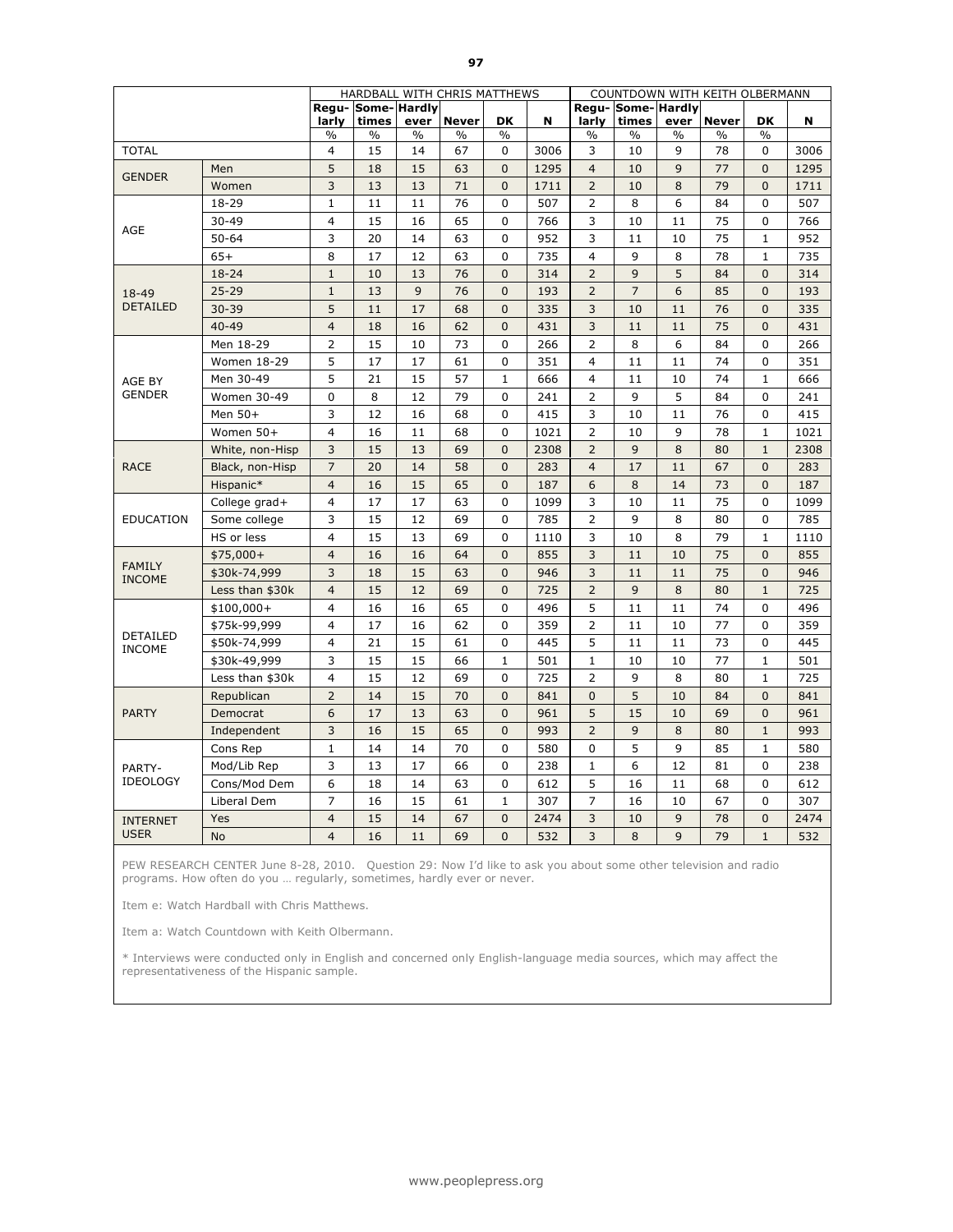| | | HARDBALL WITH CHRIS MATTHEWS | | | | | | COUNTDOWN WITH KEITH OLBERMANN | | | | | |
|---|---|---|---|---|---|---|---|---|---|---|---|---|---|
| | | Regu-larly | Some-times | Hardly ever | Never | DK | N | Regu-larly | Some-times | Hardly ever | Never | DK | N |
| | | % | % | % | % | % | | % | % | % | % | % | |
| TOTAL | | 4 | 15 | 14 | 67 | 0 | 3006 | 3 | 10 | 9 | 78 | 0 | 3006 |
| GENDER | Men | 5 | 18 | 15 | 63 | 0 | 1295 | 4 | 10 | 9 | 77 | 0 | 1295 |
| | Women | 3 | 13 | 13 | 71 | 0 | 1711 | 2 | 10 | 8 | 79 | 0 | 1711 |
| AGE | 18-29 | 1 | 11 | 11 | 76 | 0 | 507 | 2 | 8 | 6 | 84 | 0 | 507 |
| | 30-49 | 4 | 15 | 16 | 65 | 0 | 766 | 3 | 10 | 11 | 75 | 0 | 766 |
| | 50-64 | 3 | 20 | 14 | 63 | 0 | 952 | 3 | 11 | 10 | 75 | 1 | 952 |
| | 65+ | 8 | 17 | 12 | 63 | 0 | 735 | 4 | 9 | 8 | 78 | 1 | 735 |
| 18-49 DETAILED | 18-24 | 1 | 10 | 13 | 76 | 0 | 314 | 2 | 9 | 5 | 84 | 0 | 314 |
| | 25-29 | 1 | 13 | 9 | 76 | 0 | 193 | 2 | 7 | 6 | 85 | 0 | 193 |
| | 30-39 | 5 | 11 | 17 | 68 | 0 | 335 | 3 | 10 | 11 | 76 | 0 | 335 |
| | 40-49 | 4 | 18 | 16 | 62 | 0 | 431 | 3 | 11 | 11 | 75 | 0 | 431 |
| AGE BY GENDER | Men 18-29 | 2 | 15 | 10 | 73 | 0 | 266 | 2 | 8 | 6 | 84 | 0 | 266 |
| | Women 18-29 | 5 | 17 | 17 | 61 | 0 | 351 | 4 | 11 | 11 | 74 | 0 | 351 |
| | Men 30-49 | 5 | 21 | 15 | 57 | 1 | 666 | 4 | 11 | 10 | 74 | 1 | 666 |
| | Women 30-49 | 0 | 8 | 12 | 79 | 0 | 241 | 2 | 9 | 5 | 84 | 0 | 241 |
| | Men 50+ | 3 | 12 | 16 | 68 | 0 | 415 | 3 | 10 | 11 | 76 | 0 | 415 |
| | Women 50+ | 4 | 16 | 11 | 68 | 0 | 1021 | 2 | 10 | 9 | 78 | 1 | 1021 |
| RACE | White, non-Hisp | 3 | 15 | 13 | 69 | 0 | 2308 | 2 | 9 | 8 | 80 | 1 | 2308 |
| | Black, non-Hisp | 7 | 20 | 14 | 58 | 0 | 283 | 4 | 17 | 11 | 67 | 0 | 283 |
| | Hispanic* | 4 | 16 | 15 | 65 | 0 | 187 | 6 | 8 | 14 | 73 | 0 | 187 |
| EDUCATION | College grad+ | 4 | 17 | 17 | 63 | 0 | 1099 | 3 | 10 | 11 | 75 | 0 | 1099 |
| | Some college | 3 | 15 | 12 | 69 | 0 | 785 | 2 | 9 | 8 | 80 | 0 | 785 |
| | HS or less | 4 | 15 | 13 | 69 | 0 | 1110 | 3 | 10 | 8 | 79 | 1 | 1110 |
| FAMILY INCOME | $75,000+ | 4 | 16 | 16 | 64 | 0 | 855 | 3 | 11 | 10 | 75 | 0 | 855 |
| | $30k-74,999 | 3 | 18 | 15 | 63 | 0 | 946 | 3 | 11 | 11 | 75 | 0 | 946 |
| | Less than $30k | 4 | 15 | 12 | 69 | 0 | 725 | 2 | 9 | 8 | 80 | 1 | 725 |
| DETAILED INCOME | $100,000+ | 4 | 16 | 16 | 65 | 0 | 496 | 5 | 11 | 11 | 74 | 0 | 496 |
| | $75k-99,999 | 4 | 17 | 16 | 62 | 0 | 359 | 2 | 11 | 10 | 77 | 0 | 359 |
| | $50k-74,999 | 4 | 21 | 15 | 61 | 0 | 445 | 5 | 11 | 11 | 73 | 0 | 445 |
| | $30k-49,999 | 3 | 15 | 15 | 66 | 1 | 501 | 1 | 10 | 10 | 77 | 1 | 501 |
| | Less than $30k | 4 | 15 | 12 | 69 | 0 | 725 | 2 | 9 | 8 | 80 | 1 | 725 |
| PARTY | Republican | 2 | 14 | 15 | 70 | 0 | 841 | 0 | 5 | 10 | 84 | 0 | 841 |
| | Democrat | 6 | 17 | 13 | 63 | 0 | 961 | 5 | 15 | 10 | 69 | 0 | 961 |
| | Independent | 3 | 16 | 15 | 65 | 0 | 993 | 2 | 9 | 8 | 80 | 1 | 993 |
| PARTY-IDEOLOGY | Cons Rep | 1 | 14 | 14 | 70 | 0 | 580 | 0 | 5 | 9 | 85 | 1 | 580 |
| | Mod/Lib Rep | 3 | 13 | 17 | 66 | 0 | 238 | 1 | 6 | 12 | 81 | 0 | 238 |
| | Cons/Mod Dem | 6 | 18 | 14 | 63 | 0 | 612 | 5 | 16 | 11 | 68 | 0 | 612 |
| | Liberal Dem | 7 | 16 | 15 | 61 | 1 | 307 | 7 | 16 | 10 | 67 | 0 | 307 |
| INTERNET USER | Yes | 4 | 15 | 14 | 67 | 0 | 2474 | 3 | 10 | 9 | 78 | 0 | 2474 |
| | No | 4 | 16 | 11 | 69 | 0 | 532 | 3 | 8 | 9 | 79 | 1 | 532 |

PEW RESEARCH CENTER June 8-28, 2010. Question 29: Now I'd like to ask you about some other television and radio programs. How often do you … regularly, sometimes, hardly ever or never.

Item e: Watch Hardball with Chris Matthews.

Item a: Watch Countdown with Keith Olbermann.

* Interviews were conducted only in English and concerned only English-language media sources, which may affect the representativeness of the Hispanic sample.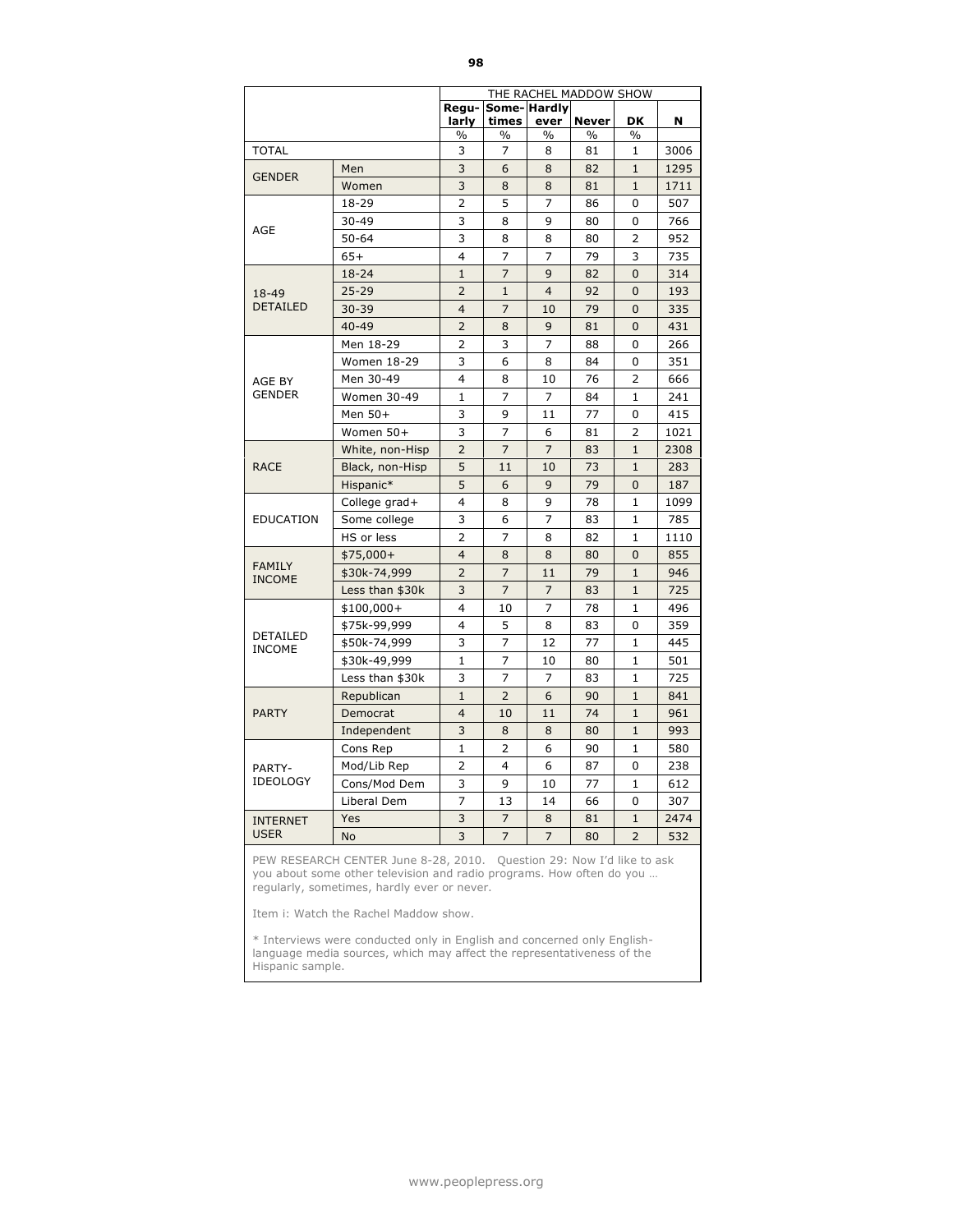| | | THE RACHEL MADDOW SHOW | | | | | |
|---|---|---|---|---|---|---|---|
| | | Regu-larly | Some-times | Hardly ever | Never | DK | N |
| | | % | % | % | % | % | |
| TOTAL | | 3 | 7 | 8 | 81 | 1 | 3006 |
| GENDER | Men | 3 | 6 | 8 | 82 | 1 | 1295 |
| | Women | 3 | 8 | 8 | 81 | 1 | 1711 |
| AGE | 18-29 | 2 | 5 | 7 | 86 | 0 | 507 |
| | 30-49 | 3 | 8 | 9 | 80 | 0 | 766 |
| | 50-64 | 3 | 8 | 8 | 80 | 2 | 952 |
| | 65+ | 4 | 7 | 7 | 79 | 3 | 735 |
| 18-49 DETAILED | 18-24 | 1 | 7 | 9 | 82 | 0 | 314 |
| | 25-29 | 2 | 1 | 4 | 92 | 0 | 193 |
| | 30-39 | 4 | 7 | 10 | 79 | 0 | 335 |
| | 40-49 | 2 | 8 | 9 | 81 | 0 | 431 |
| AGE BY GENDER | Men 18-29 | 2 | 3 | 7 | 88 | 0 | 266 |
| | Women 18-29 | 3 | 6 | 8 | 84 | 0 | 351 |
| | Men 30-49 | 4 | 8 | 10 | 76 | 2 | 666 |
| | Women 30-49 | 1 | 7 | 7 | 84 | 1 | 241 |
| | Men 50+ | 3 | 9 | 11 | 77 | 0 | 415 |
| | Women 50+ | 3 | 7 | 6 | 81 | 2 | 1021 |
| RACE | White, non-Hisp | 2 | 7 | 7 | 83 | 1 | 2308 |
| | Black, non-Hisp | 5 | 11 | 10 | 73 | 1 | 283 |
| | Hispanic* | 5 | 6 | 9 | 79 | 0 | 187 |
| EDUCATION | College grad+ | 4 | 8 | 9 | 78 | 1 | 1099 |
| | Some college | 3 | 6 | 7 | 83 | 1 | 785 |
| | HS or less | 2 | 7 | 8 | 82 | 1 | 1110 |
| FAMILY INCOME | $75,000+ | 4 | 8 | 8 | 80 | 0 | 855 |
| | $30k-74,999 | 2 | 7 | 11 | 79 | 1 | 946 |
| | Less than $30k | 3 | 7 | 7 | 83 | 1 | 725 |
| DETAILED INCOME | $100,000+ | 4 | 10 | 7 | 78 | 1 | 496 |
| | $75k-99,999 | 4 | 5 | 8 | 83 | 0 | 359 |
| | $50k-74,999 | 3 | 7 | 12 | 77 | 1 | 445 |
| | $30k-49,999 | 1 | 7 | 10 | 80 | 1 | 501 |
| | Less than $30k | 3 | 7 | 7 | 83 | 1 | 725 |
| PARTY | Republican | 1 | 2 | 6 | 90 | 1 | 841 |
| | Democrat | 4 | 10 | 11 | 74 | 1 | 961 |
| | Independent | 3 | 8 | 8 | 80 | 1 | 993 |
| PARTY-IDEOLOGY | Cons Rep | 1 | 2 | 6 | 90 | 1 | 580 |
| | Mod/Lib Rep | 2 | 4 | 6 | 87 | 0 | 238 |
| | Cons/Mod Dem | 3 | 9 | 10 | 77 | 1 | 612 |
| | Liberal Dem | 7 | 13 | 14 | 66 | 0 | 307 |
| INTERNET USER | Yes | 3 | 7 | 8 | 81 | 1 | 2474 |
| | No | 3 | 7 | 7 | 80 | 2 | 532 |

PEW RESEARCH CENTER June 8-28, 2010. Question 29: Now I'd like to ask you about some other television and radio programs. How often do you … regularly, sometimes, hardly ever or never.

Item i: Watch the Rachel Maddow show.

* Interviews were conducted only in English and concerned only English-language media sources, which may affect the representativeness of the Hispanic sample.